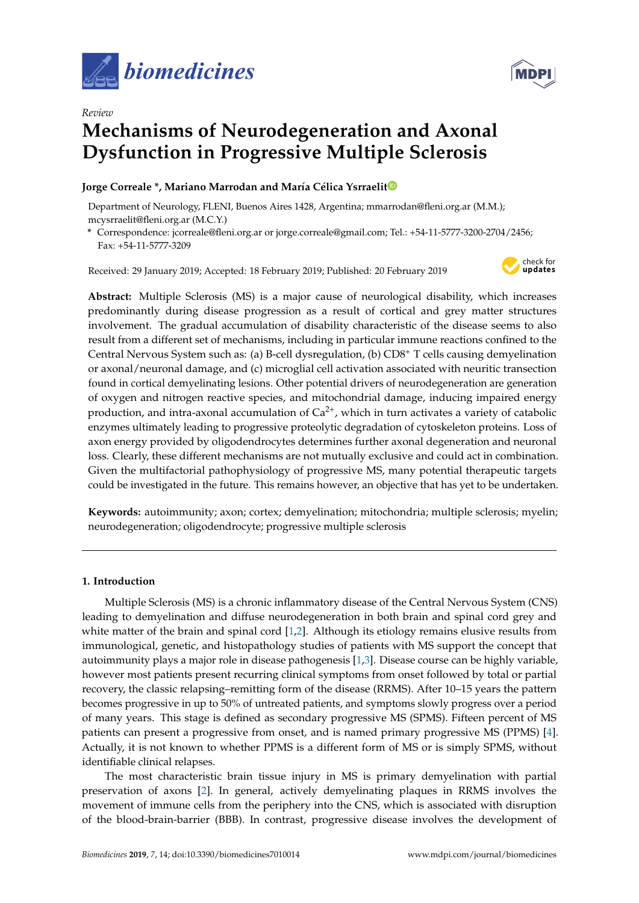*Review*

# Mechanisms of Neurodegeneration and Axonal Dysfunction in Progressive Multiple Sclerosis

**Jorge Correale \*, Mariano Marrodan and María Célica Ysrraelit**

Department of Neurology, FLENI, Buenos Aires 1428, Argentina; mmarrodan@fleni.org.ar (M.M.); mcysrraelit@fleni.org.ar (M.C.Y.)

\* Correspondence: jcorreale@fleni.org.ar or jorge.correale@gmail.com; Tel.: +54-11-5777-3200-2704/2456; Fax: +54-11-5777-3209

Received: 29 January 2019; Accepted: 18 February 2019; Published: 20 February 2019

**Abstract:** Multiple Sclerosis (MS) is a major cause of neurological disability, which increases predominantly during disease progression as a result of cortical and grey matter structures involvement. The gradual accumulation of disability characteristic of the disease seems to also result from a different set of mechanisms, including in particular immune reactions confined to the Central Nervous System such as: (a) B-cell dysregulation, (b) $CD8^+$ T cells causing demyelination or axonal/neuronal damage, and (c) microglial cell activation associated with neuritic transection found in cortical demyelinating lesions. Other potential drivers of neurodegeneration are generation of oxygen and nitrogen reactive species, and mitochondrial damage, inducing impaired energy production, and intra-axonal accumulation of $Ca^{2+}$, which in turn activates a variety of catabolic enzymes ultimately leading to progressive proteolytic degradation of cytoskeleton proteins. Loss of axon energy provided by oligodendrocytes determines further axonal degeneration and neuronal loss. Clearly, these different mechanisms are not mutually exclusive and could act in combination. Given the multifactorial pathophysiology of progressive MS, many potential therapeutic targets could be investigated in the future. This remains however, an objective that has yet to be undertaken.

**Keywords:** autoimmunity; axon; cortex; demyelination; mitochondria; multiple sclerosis; myelin; neurodegeneration; oligodendrocyte; progressive multiple sclerosis

## 1. Introduction

Multiple Sclerosis (MS) is a chronic inflammatory disease of the Central Nervous System (CNS) leading to demyelination and diffuse neurodegeneration in both brain and spinal cord grey and white matter of the brain and spinal cord [1,2]. Although its etiology remains elusive results from immunological, genetic, and histopathology studies of patients with MS support the concept that autoimmunity plays a major role in disease pathogenesis [1,3]. Disease course can be highly variable, however most patients present recurring clinical symptoms from onset followed by total or partial recovery, the classic relapsing–remitting form of the disease (RRMS). After 10–15 years the pattern becomes progressive in up to 50% of untreated patients, and symptoms slowly progress over a period of many years. This stage is defined as secondary progressive MS (SPMS). Fifteen percent of MS patients can present a progressive from onset, and is named primary progressive MS (PPMS) [4]. Actually, it is not known to whether PPMS is a different form of MS or is simply SPMS, without identifiable clinical relapses.

The most characteristic brain tissue injury in MS is primary demyelination with partial preservation of axons [2]. In general, actively demyelinating plaques in RRMS involves the movement of immune cells from the periphery into the CNS, which is associated with disruption of the blood-brain-barrier (BBB). In contrast, progressive disease involves the development of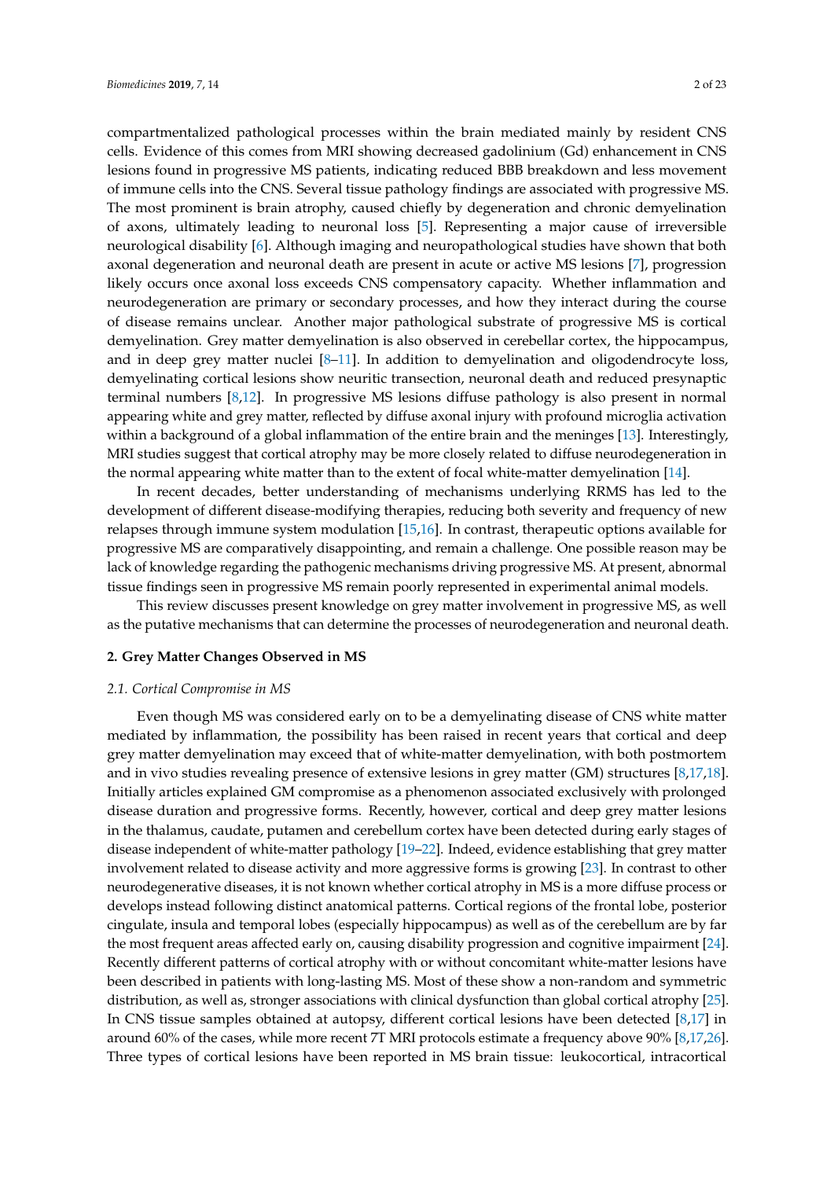compartmentalized pathological processes within the brain mediated mainly by resident CNS cells. Evidence of this comes from MRI showing decreased gadolinium (Gd) enhancement in CNS lesions found in progressive MS patients, indicating reduced BBB breakdown and less movement of immune cells into the CNS. Several tissue pathology findings are associated with progressive MS. The most prominent is brain atrophy, caused chiefly by degeneration and chronic demyelination of axons, ultimately leading to neuronal loss [5]. Representing a major cause of irreversible neurological disability [6]. Although imaging and neuropathological studies have shown that both axonal degeneration and neuronal death are present in acute or active MS lesions [7], progression likely occurs once axonal loss exceeds CNS compensatory capacity. Whether inflammation and neurodegeneration are primary or secondary processes, and how they interact during the course of disease remains unclear. Another major pathological substrate of progressive MS is cortical demyelination. Grey matter demyelination is also observed in cerebellar cortex, the hippocampus, and in deep grey matter nuclei [8–11]. In addition to demyelination and oligodendrocyte loss, demyelinating cortical lesions show neuritic transection, neuronal death and reduced presynaptic terminal numbers [8,12]. In progressive MS lesions diffuse pathology is also present in normal appearing white and grey matter, reflected by diffuse axonal injury with profound microglia activation within a background of a global inflammation of the entire brain and the meninges [13]. Interestingly, MRI studies suggest that cortical atrophy may be more closely related to diffuse neurodegeneration in the normal appearing white matter than to the extent of focal white-matter demyelination [14].

In recent decades, better understanding of mechanisms underlying RRMS has led to the development of different disease-modifying therapies, reducing both severity and frequency of new relapses through immune system modulation [15,16]. In contrast, therapeutic options available for progressive MS are comparatively disappointing, and remain a challenge. One possible reason may be lack of knowledge regarding the pathogenic mechanisms driving progressive MS. At present, abnormal tissue findings seen in progressive MS remain poorly represented in experimental animal models.

This review discusses present knowledge on grey matter involvement in progressive MS, as well as the putative mechanisms that can determine the processes of neurodegeneration and neuronal death.

## 2. Grey Matter Changes Observed in MS

### 2.1. Cortical Compromise in MS

Even though MS was considered early on to be a demyelinating disease of CNS white matter mediated by inflammation, the possibility has been raised in recent years that cortical and deep grey matter demyelination may exceed that of white-matter demyelination, with both postmortem and in vivo studies revealing presence of extensive lesions in grey matter (GM) structures [8,17,18]. Initially articles explained GM compromise as a phenomenon associated exclusively with prolonged disease duration and progressive forms. Recently, however, cortical and deep grey matter lesions in the thalamus, caudate, putamen and cerebellum cortex have been detected during early stages of disease independent of white-matter pathology [19–22]. Indeed, evidence establishing that grey matter involvement related to disease activity and more aggressive forms is growing [23]. In contrast to other neurodegenerative diseases, it is not known whether cortical atrophy in MS is a more diffuse process or develops instead following distinct anatomical patterns. Cortical regions of the frontal lobe, posterior cingulate, insula and temporal lobes (especially hippocampus) as well as of the cerebellum are by far the most frequent areas affected early on, causing disability progression and cognitive impairment [24]. Recently different patterns of cortical atrophy with or without concomitant white-matter lesions have been described in patients with long-lasting MS. Most of these show a non-random and symmetric distribution, as well as, stronger associations with clinical dysfunction than global cortical atrophy [25]. In CNS tissue samples obtained at autopsy, different cortical lesions have been detected [8,17] in around 60% of the cases, while more recent 7T MRI protocols estimate a frequency above 90% [8,17,26]. Three types of cortical lesions have been reported in MS brain tissue: leukocortical, intracortical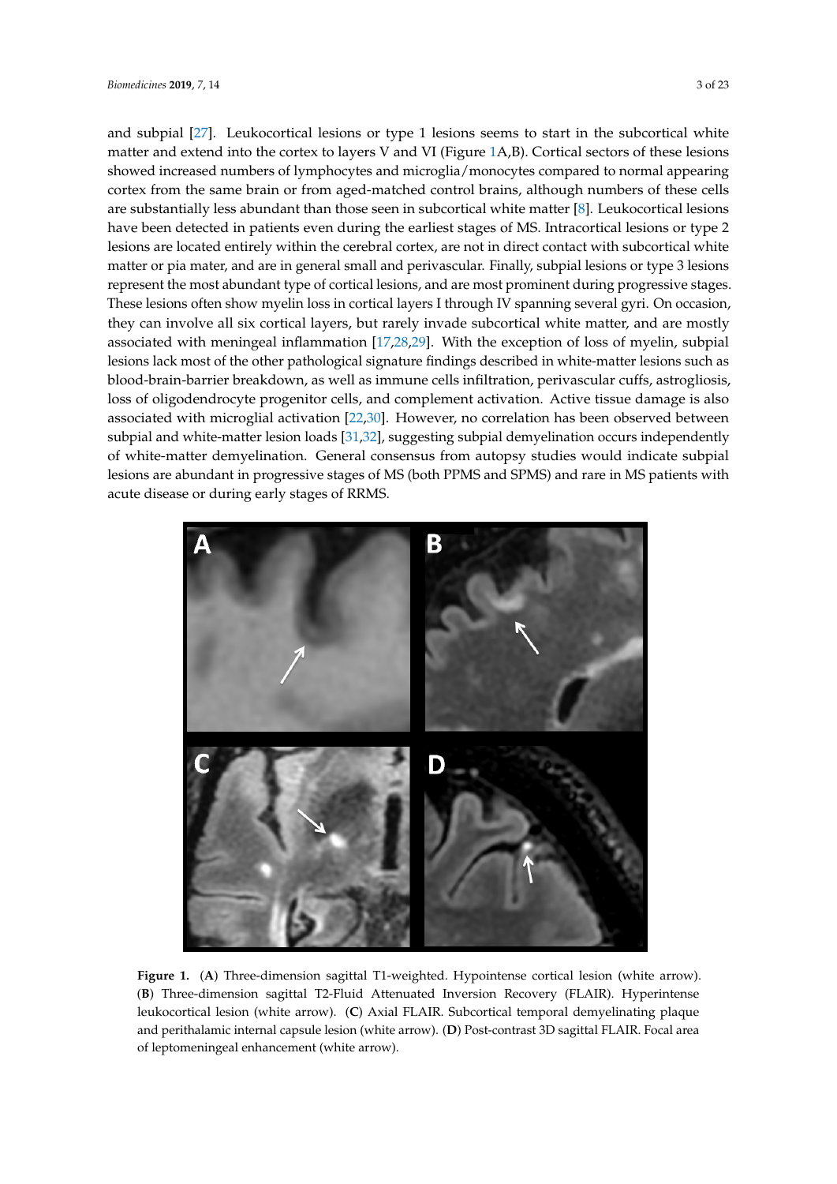and subpial [27]. Leukocortical lesions or type 1 lesions seems to start in the subcortical white matter and extend into the cortex to layers V and VI (Figure 1A,B). Cortical sectors of these lesions showed increased numbers of lymphocytes and microglia/monocytes compared to normal appearing cortex from the same brain or from aged-matched control brains, although numbers of these cells are substantially less abundant than those seen in subcortical white matter [8]. Leukocortical lesions have been detected in patients even during the earliest stages of MS. Intracortical lesions or type 2 lesions are located entirely within the cerebral cortex, are not in direct contact with subcortical white matter or pia mater, and are in general small and perivascular. Finally, subpial lesions or type 3 lesions represent the most abundant type of cortical lesions, and are most prominent during progressive stages. These lesions often show myelin loss in cortical layers I through IV spanning several gyri. On occasion, they can involve all six cortical layers, but rarely invade subcortical white matter, and are mostly associated with meningeal inflammation [17,28,29]. With the exception of loss of myelin, subpial lesions lack most of the other pathological signature findings described in white-matter lesions such as blood-brain-barrier breakdown, as well as immune cells infiltration, perivascular cuffs, astrogliosis, loss of oligodendrocyte progenitor cells, and complement activation. Active tissue damage is also associated with microglial activation [22,30]. However, no correlation has been observed between subpial and white-matter lesion loads [31,32], suggesting subpial demyelination occurs independently of white-matter demyelination. General consensus from autopsy studies would indicate subpial lesions are abundant in progressive stages of MS (both PPMS and SPMS) and rare in MS patients with acute disease or during early stages of RRMS.

**Figure 1.** (**A**) Three-dimension sagittal T1-weighted. Hypointense cortical lesion (white arrow). (**B**) Three-dimension sagittal T2-Fluid Attenuated Inversion Recovery (FLAIR). Hyperintense leukocortical lesion (white arrow). (**C**) Axial FLAIR. Subcortical temporal demyelinating plaque and perithalamic internal capsule lesion (white arrow). (**D**) Post-contrast 3D sagittal FLAIR. Focal area of leptomeningeal enhancement (white arrow).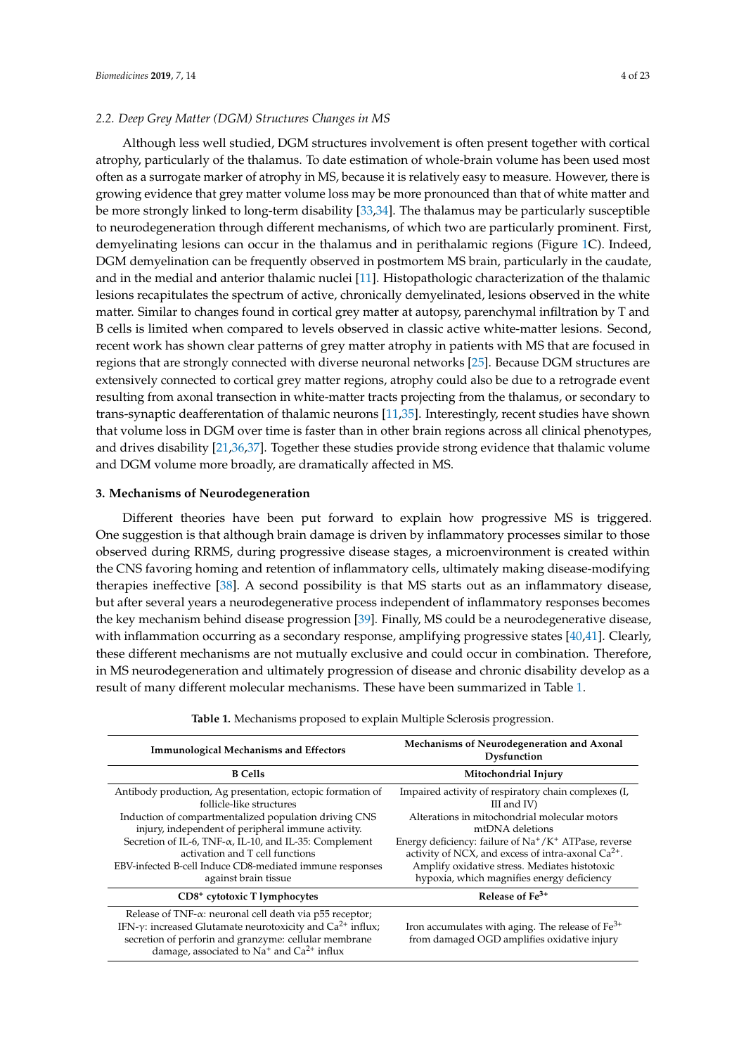### 2.2. Deep Grey Matter (DGM) Structures Changes in MS

Although less well studied, DGM structures involvement is often present together with cortical atrophy, particularly of the thalamus. To date estimation of whole-brain volume has been used most often as a surrogate marker of atrophy in MS, because it is relatively easy to measure. However, there is growing evidence that grey matter volume loss may be more pronounced than that of white matter and be more strongly linked to long-term disability [33,34]. The thalamus may be particularly susceptible to neurodegeneration through different mechanisms, of which two are particularly prominent. First, demyelinating lesions can occur in the thalamus and in perithalamic regions (Figure 1C). Indeed, DGM demyelination can be frequently observed in postmortem MS brain, particularly in the caudate, and in the medial and anterior thalamic nuclei [11]. Histopathologic characterization of the thalamic lesions recapitulates the spectrum of active, chronically demyelinated, lesions observed in the white matter. Similar to changes found in cortical grey matter at autopsy, parenchymal infiltration by T and B cells is limited when compared to levels observed in classic active white-matter lesions. Second, recent work has shown clear patterns of grey matter atrophy in patients with MS that are focused in regions that are strongly connected with diverse neuronal networks [25]. Because DGM structures are extensively connected to cortical grey matter regions, atrophy could also be due to a retrograde event resulting from axonal transection in white-matter tracts projecting from the thalamus, or secondary to trans-synaptic deafferentation of thalamic neurons [11,35]. Interestingly, recent studies have shown that volume loss in DGM over time is faster than in other brain regions across all clinical phenotypes, and drives disability [21,36,37]. Together these studies provide strong evidence that thalamic volume and DGM volume more broadly, are dramatically affected in MS.

## 3. Mechanisms of Neurodegeneration

Different theories have been put forward to explain how progressive MS is triggered. One suggestion is that although brain damage is driven by inflammatory processes similar to those observed during RRMS, during progressive disease stages, a microenvironment is created within the CNS favoring homing and retention of inflammatory cells, ultimately making disease-modifying therapies ineffective [38]. A second possibility is that MS starts out as an inflammatory disease, but after several years a neurodegenerative process independent of inflammatory responses becomes the key mechanism behind disease progression [39]. Finally, MS could be a neurodegenerative disease, with inflammation occurring as a secondary response, amplifying progressive states [40,41]. Clearly, these different mechanisms are not mutually exclusive and could occur in combination. Therefore, in MS neurodegeneration and ultimately progression of disease and chronic disability develop as a result of many different molecular mechanisms. These have been summarized in Table 1.

**Table 1.** Mechanisms proposed to explain Multiple Sclerosis progression.

| Immunological Mechanisms and Effectors | Mechanisms of Neurodegeneration and Axonal Dysfunction |
|---|---|
| **B Cells** | **Mitochondrial Injury** |
| Antibody production, Ag presentation, ectopic formation of follicle-like structures | Impaired activity of respiratory chain complexes (I, III and IV) |
| Induction of compartmentalized population driving CNS injury, independent of peripheral immune activity. | Alterations in mitochondrial molecular motors mtDNA deletions |
| Secretion of IL-6, TNF-α, IL-10, and IL-35: Complement activation and T cell functions | Energy deficiency: failure of $Na^+/K^+$ ATPase, reverse activity of NCX, and excess of intra-axonal $Ca^{2+}$. |
| EBV-infected B-cell Induce CD8-mediated immune responses against brain tissue | Amplify oxidative stress. Mediates histotoxic hypoxia, which magnifies energy deficiency |
| **$CD8^+$ cytotoxic T lymphocytes** | **Release of $Fe^{3+}$** |
| Release of TNF-α: neuronal cell death via p55 receptor; IFN-γ: increased Glutamate neurotoxicity and $Ca^{2+}$ influx; secretion of perforin and granzyme: cellular membrane damage, associated to $Na^+$ and $Ca^{2+}$ influx | Iron accumulates with aging. The release of $Fe^{3+}$ from damaged OGD amplifies oxidative injury |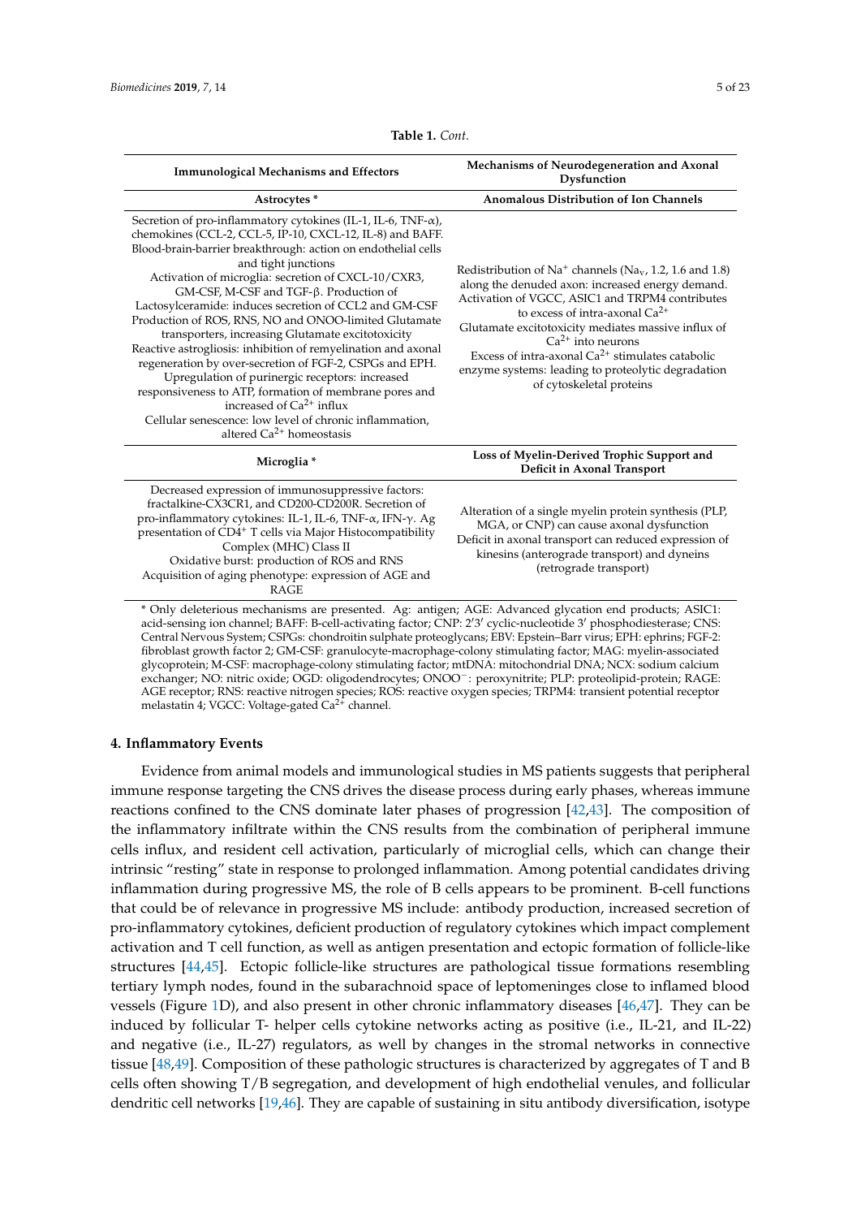**Table 1.** *Cont.*

| Immunological Mechanisms and Effectors | Mechanisms of Neurodegeneration and Axonal Dysfunction |
|---|---|
| **Astrocytes \*** | **Anomalous Distribution of Ion Channels** |
| Secretion of pro-inflammatory cytokines (IL-1, IL-6, TNF-α), chemokines (CCL-2, CCL-5, IP-10, CXCL-12, IL-8) and BAFF.<br>Blood-brain-barrier breakthrough: action on endothelial cells and tight junctions<br>Activation of microglia: secretion of CXCL-10/CXR3, GM-CSF, M-CSF and TGF-β. Production of Lactosylceramide: induces secretion of CCL2 and GM-CSF<br>Production of ROS, RNS, NO and ONOO-limited Glutamate transporters, increasing Glutamate excitotoxicity<br>Reactive astrogliosis: inhibition of remyelination and axonal regeneration by over-secretion of FGF-2, CSPGs and EPH.<br>Upregulation of purinergic receptors: increased responsiveness to ATP, formation of membrane pores and increased of $Ca^{2+}$ influx<br>Cellular senescence: low level of chronic inflammation, altered $Ca^{2+}$ homeostasis | Redistribution of $Na^+$ channels ($Na_v$, 1.2, 1.6 and 1.8) along the denuded axon: increased energy demand.<br>Activation of VGCC, ASIC1 and TRPM4 contributes to excess of intra-axonal $Ca^{2+}$<br>Glutamate excitotoxicity mediates massive influx of $Ca^{2+}$ into neurons<br>Excess of intra-axonal $Ca^{2+}$ stimulates catabolic enzyme systems: leading to proteolytic degradation of cytoskeletal proteins |
| **Microglia \*** | **Loss of Myelin-Derived Trophic Support and Deficit in Axonal Transport** |
| Decreased expression of immunosuppressive factors: fractalkine-CX3CR1, and CD200-CD200R. Secretion of pro-inflammatory cytokines: IL-1, IL-6, TNF-α, IFN-γ. Ag presentation of $CD4^+$ T cells via Major Histocompatibility Complex (MHC) Class II<br>Oxidative burst: production of ROS and RNS<br>Acquisition of aging phenotype: expression of AGE and RAGE | Alteration of a single myelin protein synthesis (PLP, MGA, or CNP) can cause axonal dysfunction<br>Deficit in axonal transport can reduced expression of kinesins (anterograde transport) and dyneins (retrograde transport) |

\* Only deleterious mechanisms are presented. Ag: antigen; AGE: Advanced glycation end products; ASIC1: acid-sensing ion channel; BAFF: B-cell-activating factor; CNP: 2′3′ cyclic-nucleotide 3′ phosphodiesterase; CNS: Central Nervous System; CSPGs: chondroitin sulphate proteoglycans; EBV: Epstein–Barr virus; EPH: ephrins; FGF-2: fibroblast growth factor 2; GM-CSF: granulocyte-macrophage-colony stimulating factor; MAG: myelin-associated glycoprotein; M-CSF: macrophage-colony stimulating factor; mtDNA: mitochondrial DNA; NCX: sodium calcium exchanger; NO: nitric oxide; OGD: oligodendrocytes; $ONOO^-$: peroxynitrite; PLP: proteolipid-protein; RAGE: AGE receptor; RNS: reactive nitrogen species; ROS: reactive oxygen species; TRPM4: transient potential receptor melastatin 4; VGCC: Voltage-gated $Ca^{2+}$ channel.

## 4. Inflammatory Events

Evidence from animal models and immunological studies in MS patients suggests that peripheral immune response targeting the CNS drives the disease process during early phases, whereas immune reactions confined to the CNS dominate later phases of progression [42,43]. The composition of the inflammatory infiltrate within the CNS results from the combination of peripheral immune cells influx, and resident cell activation, particularly of microglial cells, which can change their intrinsic "resting" state in response to prolonged inflammation. Among potential candidates driving inflammation during progressive MS, the role of B cells appears to be prominent. B-cell functions that could be of relevance in progressive MS include: antibody production, increased secretion of pro-inflammatory cytokines, deficient production of regulatory cytokines which impact complement activation and T cell function, as well as antigen presentation and ectopic formation of follicle-like structures [44,45]. Ectopic follicle-like structures are pathological tissue formations resembling tertiary lymph nodes, found in the subarachnoid space of leptomeninges close to inflamed blood vessels (Figure 1D), and also present in other chronic inflammatory diseases [46,47]. They can be induced by follicular T- helper cells cytokine networks acting as positive (i.e., IL-21, and IL-22) and negative (i.e., IL-27) regulators, as well by changes in the stromal networks in connective tissue [48,49]. Composition of these pathologic structures is characterized by aggregates of T and B cells often showing T/B segregation, and development of high endothelial venules, and follicular dendritic cell networks [19,46]. They are capable of sustaining in situ antibody diversification, isotype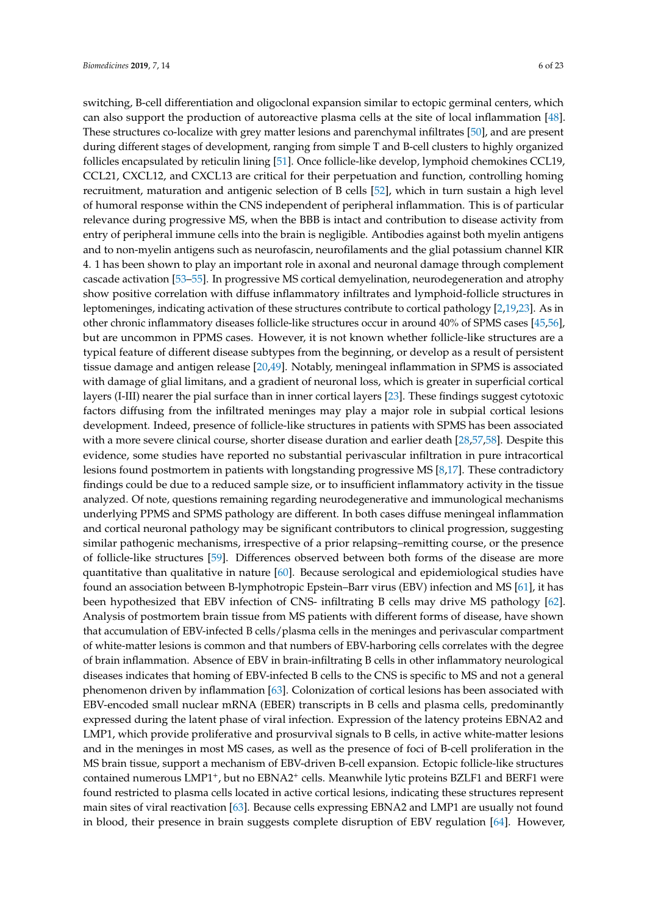switching, B-cell differentiation and oligoclonal expansion similar to ectopic germinal centers, which can also support the production of autoreactive plasma cells at the site of local inflammation [48]. These structures co-localize with grey matter lesions and parenchymal infiltrates [50], and are present during different stages of development, ranging from simple T and B-cell clusters to highly organized follicles encapsulated by reticulin lining [51]. Once follicle-like develop, lymphoid chemokines CCL19, CCL21, CXCL12, and CXCL13 are critical for their perpetuation and function, controlling homing recruitment, maturation and antigenic selection of B cells [52], which in turn sustain a high level of humoral response within the CNS independent of peripheral inflammation. This is of particular relevance during progressive MS, when the BBB is intact and contribution to disease activity from entry of peripheral immune cells into the brain is negligible. Antibodies against both myelin antigens and to non-myelin antigens such as neurofascin, neurofilaments and the glial potassium channel KIR 4. 1 has been shown to play an important role in axonal and neuronal damage through complement cascade activation [53–55]. In progressive MS cortical demyelination, neurodegeneration and atrophy show positive correlation with diffuse inflammatory infiltrates and lymphoid-follicle structures in leptomeninges, indicating activation of these structures contribute to cortical pathology [2,19,23]. As in other chronic inflammatory diseases follicle-like structures occur in around 40% of SPMS cases [45,56], but are uncommon in PPMS cases. However, it is not known whether follicle-like structures are a typical feature of different disease subtypes from the beginning, or develop as a result of persistent tissue damage and antigen release [20,49]. Notably, meningeal inflammation in SPMS is associated with damage of glial limitans, and a gradient of neuronal loss, which is greater in superficial cortical layers (I-III) nearer the pial surface than in inner cortical layers [23]. These findings suggest cytotoxic factors diffusing from the infiltrated meninges may play a major role in subpial cortical lesions development. Indeed, presence of follicle-like structures in patients with SPMS has been associated with a more severe clinical course, shorter disease duration and earlier death [28,57,58]. Despite this evidence, some studies have reported no substantial perivascular infiltration in pure intracortical lesions found postmortem in patients with longstanding progressive MS [8,17]. These contradictory findings could be due to a reduced sample size, or to insufficient inflammatory activity in the tissue analyzed. Of note, questions remaining regarding neurodegenerative and immunological mechanisms underlying PPMS and SPMS pathology are different. In both cases diffuse meningeal inflammation and cortical neuronal pathology may be significant contributors to clinical progression, suggesting similar pathogenic mechanisms, irrespective of a prior relapsing–remitting course, or the presence of follicle-like structures [59]. Differences observed between both forms of the disease are more quantitative than qualitative in nature [60]. Because serological and epidemiological studies have found an association between B-lymphotropic Epstein–Barr virus (EBV) infection and MS [61], it has been hypothesized that EBV infection of CNS- infiltrating B cells may drive MS pathology [62]. Analysis of postmortem brain tissue from MS patients with different forms of disease, have shown that accumulation of EBV-infected B cells/plasma cells in the meninges and perivascular compartment of white-matter lesions is common and that numbers of EBV-harboring cells correlates with the degree of brain inflammation. Absence of EBV in brain-infiltrating B cells in other inflammatory neurological diseases indicates that homing of EBV-infected B cells to the CNS is specific to MS and not a general phenomenon driven by inflammation [63]. Colonization of cortical lesions has been associated with EBV-encoded small nuclear mRNA (EBER) transcripts in B cells and plasma cells, predominantly expressed during the latent phase of viral infection. Expression of the latency proteins EBNA2 and LMP1, which provide proliferative and prosurvival signals to B cells, in active white-matter lesions and in the meninges in most MS cases, as well as the presence of foci of B-cell proliferation in the MS brain tissue, support a mechanism of EBV-driven B-cell expansion. Ectopic follicle-like structures contained numerous LMP1$^{+}$, but no EBNA2$^{+}$ cells. Meanwhile lytic proteins BZLF1 and BERF1 were found restricted to plasma cells located in active cortical lesions, indicating these structures represent main sites of viral reactivation [63]. Because cells expressing EBNA2 and LMP1 are usually not found in blood, their presence in brain suggests complete disruption of EBV regulation [64]. However,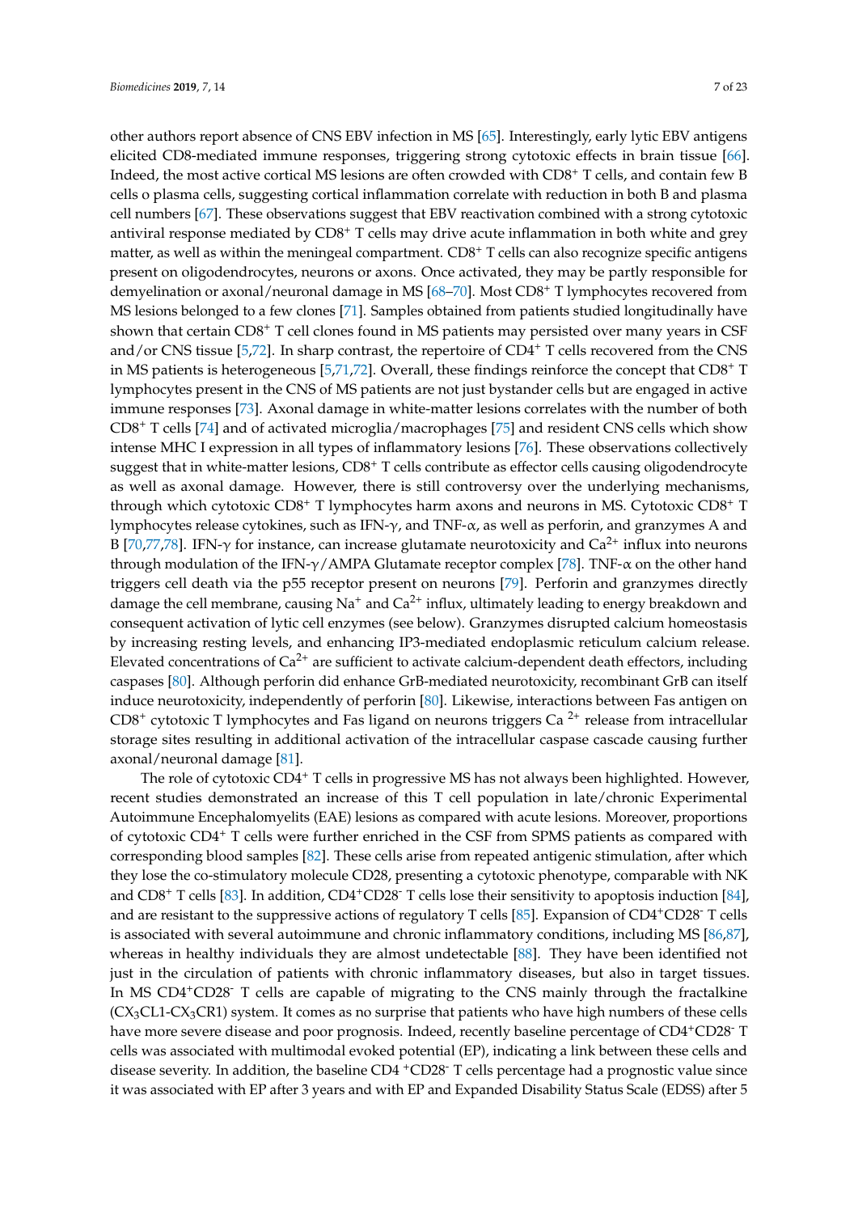other authors report absence of CNS EBV infection in MS [65]. Interestingly, early lytic EBV antigens elicited CD8-mediated immune responses, triggering strong cytotoxic effects in brain tissue [66]. Indeed, the most active cortical MS lesions are often crowded with $CD8^+$ T cells, and contain few B cells o plasma cells, suggesting cortical inflammation correlate with reduction in both B and plasma cell numbers [67]. These observations suggest that EBV reactivation combined with a strong cytotoxic antiviral response mediated by $CD8^+$ T cells may drive acute inflammation in both white and grey matter, as well as within the meningeal compartment. $CD8^+$ T cells can also recognize specific antigens present on oligodendrocytes, neurons or axons. Once activated, they may be partly responsible for demyelination or axonal/neuronal damage in MS [68–70]. Most $CD8^+$ T lymphocytes recovered from MS lesions belonged to a few clones [71]. Samples obtained from patients studied longitudinally have shown that certain $CD8^+$ T cell clones found in MS patients may persist over many years in CSF and/or CNS tissue [5,72]. In sharp contrast, the repertoire of $CD4^+$ T cells recovered from the CNS in MS patients is heterogeneous [5,71,72]. Overall, these findings reinforce the concept that $CD8^+$ T lymphocytes present in the CNS of MS patients are not just bystander cells but are engaged in active immune responses [73]. Axonal damage in white-matter lesions correlates with the number of both $CD8^+$ T cells [74] and of activated microglia/macrophages [75] and resident CNS cells which show intense MHC I expression in all types of inflammatory lesions [76]. These observations collectively suggest that in white-matter lesions, $CD8^+$ T cells contribute as effector cells causing oligodendrocyte as well as axonal damage. However, there is still controversy over the underlying mechanisms, through which cytotoxic $CD8^+$ T lymphocytes harm axons and neurons in MS. Cytotoxic $CD8^+$ T lymphocytes release cytokines, such as IFN-$\gamma$, and TNF-$\alpha$, as well as perforin, and granzymes A and B [70,77,78]. IFN-$\gamma$ for instance, can increase glutamate neurotoxicity and $Ca^{2+}$ influx into neurons through modulation of the IFN-$\gamma$/AMPA Glutamate receptor complex [78]. TNF-$\alpha$ on the other hand triggers cell death via the p55 receptor present on neurons [79]. Perforin and granzymes directly damage the cell membrane, causing $Na^+$ and $Ca^{2+}$ influx, ultimately leading to energy breakdown and consequent activation of lytic cell enzymes (see below). Granzymes disrupted calcium homeostasis by increasing resting levels, and enhancing IP3-mediated endoplasmic reticulum calcium release. Elevated concentrations of $Ca^{2+}$ are sufficient to activate calcium-dependent death effectors, including caspases [80]. Although perforin did enhance GrB-mediated neurotoxicity, recombinant GrB can itself induce neurotoxicity, independently of perforin [80]. Likewise, interactions between Fas antigen on $CD8^+$ cytotoxic T lymphocytes and Fas ligand on neurons triggers $Ca^{2+}$ release from intracellular storage sites resulting in additional activation of the intracellular caspase cascade causing further axonal/neuronal damage [81].

The role of cytotoxic $CD4^+$ T cells in progressive MS has not always been highlighted. However, recent studies demonstrated an increase of this T cell population in late/chronic Experimental Autoimmune Encephalomyelits (EAE) lesions as compared with acute lesions. Moreover, proportions of cytotoxic $CD4^+$ T cells were further enriched in the CSF from SPMS patients as compared with corresponding blood samples [82]. These cells arise from repeated antigenic stimulation, after which they lose the co-stimulatory molecule CD28, presenting a cytotoxic phenotype, comparable with NK and $CD8^+$ T cells [83]. In addition, $CD4^+CD28^-$ T cells lose their sensitivity to apoptosis induction [84], and are resistant to the suppressive actions of regulatory T cells [85]. Expansion of $CD4^+CD28^-$ T cells is associated with several autoimmune and chronic inflammatory conditions, including MS [86,87], whereas in healthy individuals they are almost undetectable [88]. They have been identified not just in the circulation of patients with chronic inflammatory diseases, but also in target tissues. In MS $CD4^+CD28^-$ T cells are capable of migrating to the CNS mainly through the fractalkine ($CX_3CL1$-$CX_3CR1$) system. It comes as no surprise that patients who have high numbers of these cells have more severe disease and poor prognosis. Indeed, recently baseline percentage of $CD4^+CD28^-$ T cells was associated with multimodal evoked potential (EP), indicating a link between these cells and disease severity. In addition, the baseline $CD4^+CD28^-$ T cells percentage had a prognostic value since it was associated with EP after 3 years and with EP and Expanded Disability Status Scale (EDSS) after 5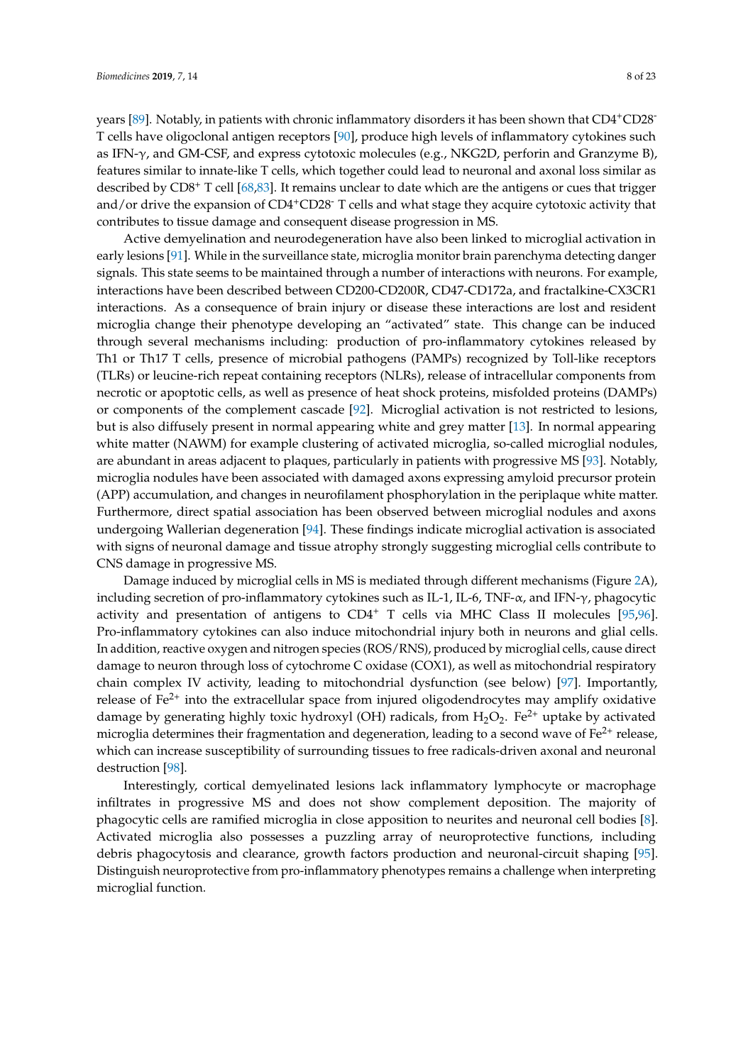years [89]. Notably, in patients with chronic inflammatory disorders it has been shown that $CD4^+CD28^-$ T cells have oligoclonal antigen receptors [90], produce high levels of inflammatory cytokines such as IFN-γ, and GM-CSF, and express cytotoxic molecules (e.g., NKG2D, perforin and Granzyme B), features similar to innate-like T cells, which together could lead to neuronal and axonal loss similar as described by $CD8^+$ T cell [68,83]. It remains unclear to date which are the antigens or cues that trigger and/or drive the expansion of $CD4^+CD28^-$ T cells and what stage they acquire cytotoxic activity that contributes to tissue damage and consequent disease progression in MS.

Active demyelination and neurodegeneration have also been linked to microglial activation in early lesions [91]. While in the surveillance state, microglia monitor brain parenchyma detecting danger signals. This state seems to be maintained through a number of interactions with neurons. For example, interactions have been described between CD200-CD200R, CD47-CD172a, and fractalkine-CX3CR1 interactions. As a consequence of brain injury or disease these interactions are lost and resident microglia change their phenotype developing an "activated" state. This change can be induced through several mechanisms including: production of pro-inflammatory cytokines released by Th1 or Th17 T cells, presence of microbial pathogens (PAMPs) recognized by Toll-like receptors (TLRs) or leucine-rich repeat containing receptors (NLRs), release of intracellular components from necrotic or apoptotic cells, as well as presence of heat shock proteins, misfolded proteins (DAMPs) or components of the complement cascade [92]. Microglial activation is not restricted to lesions, but is also diffusely present in normal appearing white and grey matter [13]. In normal appearing white matter (NAWM) for example clustering of activated microglia, so-called microglial nodules, are abundant in areas adjacent to plaques, particularly in patients with progressive MS [93]. Notably, microglia nodules have been associated with damaged axons expressing amyloid precursor protein (APP) accumulation, and changes in neurofilament phosphorylation in the periplaque white matter. Furthermore, direct spatial association has been observed between microglial nodules and axons undergoing Wallerian degeneration [94]. These findings indicate microglial activation is associated with signs of neuronal damage and tissue atrophy strongly suggesting microglial cells contribute to CNS damage in progressive MS.

Damage induced by microglial cells in MS is mediated through different mechanisms (Figure 2A), including secretion of pro-inflammatory cytokines such as IL-1, IL-6, TNF-α, and IFN-γ, phagocytic activity and presentation of antigens to $CD4^+$ T cells via MHC Class II molecules [95,96]. Pro-inflammatory cytokines can also induce mitochondrial injury both in neurons and glial cells. In addition, reactive oxygen and nitrogen species (ROS/RNS), produced by microglial cells, cause direct damage to neuron through loss of cytochrome C oxidase (COX1), as well as mitochondrial respiratory chain complex IV activity, leading to mitochondrial dysfunction (see below) [97]. Importantly, release of $Fe^{2+}$ into the extracellular space from injured oligodendrocytes may amplify oxidative damage by generating highly toxic hydroxyl (OH) radicals, from $H_2O_2$. $Fe^{2+}$ uptake by activated microglia determines their fragmentation and degeneration, leading to a second wave of $Fe^{2+}$ release, which can increase susceptibility of surrounding tissues to free radicals-driven axonal and neuronal destruction [98].

Interestingly, cortical demyelinated lesions lack inflammatory lymphocyte or macrophage infiltrates in progressive MS and does not show complement deposition. The majority of phagocytic cells are ramified microglia in close apposition to neurites and neuronal cell bodies [8]. Activated microglia also possesses a puzzling array of neuroprotective functions, including debris phagocytosis and clearance, growth factors production and neuronal-circuit shaping [95]. Distinguish neuroprotective from pro-inflammatory phenotypes remains a challenge when interpreting microglial function.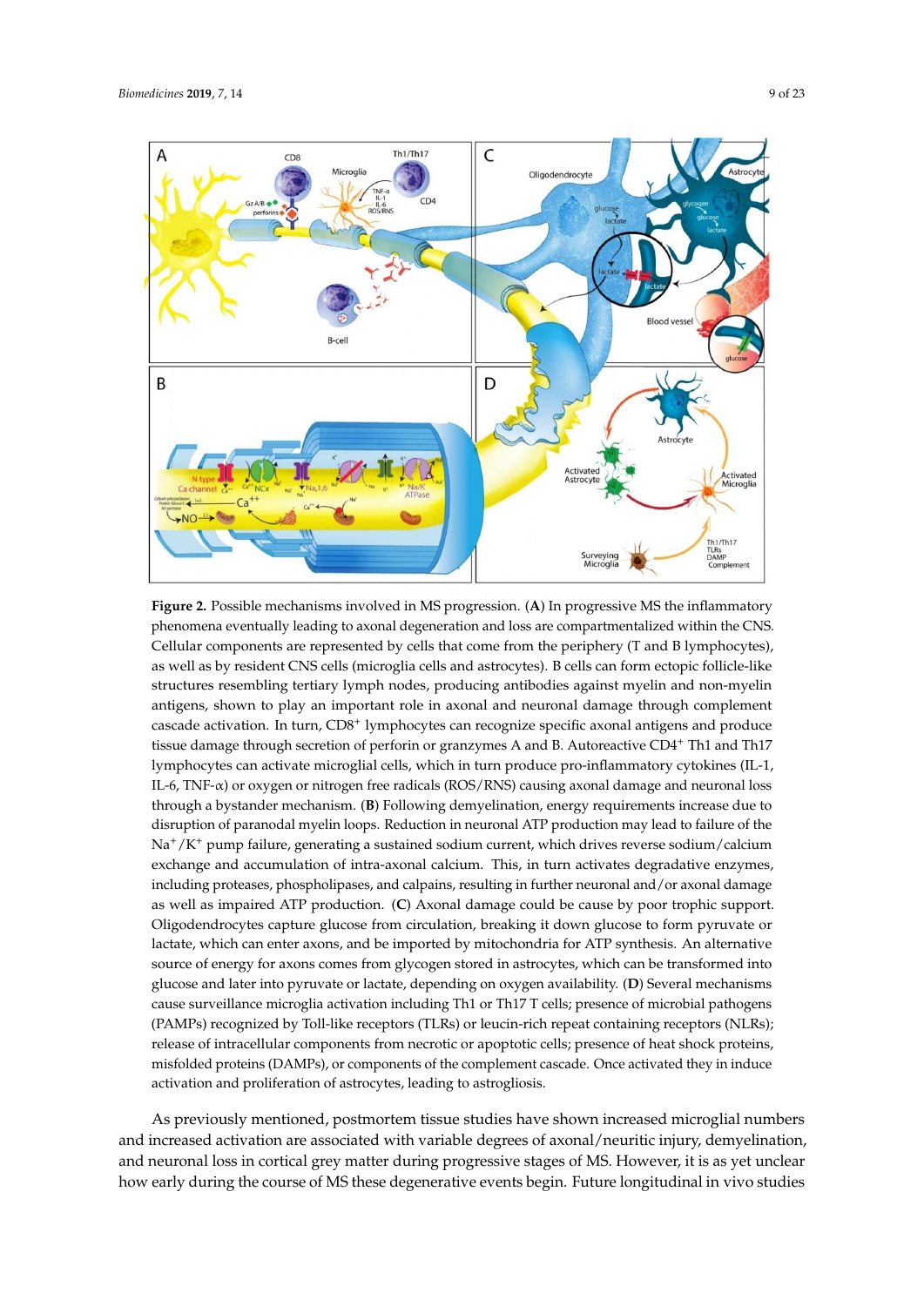**Figure 2.** Possible mechanisms involved in MS progression. (**A**) In progressive MS the inflammatory phenomena eventually leading to axonal degeneration and loss are compartmentalized within the CNS. Cellular components are represented by cells that come from the periphery (T and B lymphocytes), as well as by resident CNS cells (microglia cells and astrocytes). B cells can form ectopic follicle-like structures resembling tertiary lymph nodes, producing antibodies against myelin and non-myelin antigens, shown to play an important role in axonal and neuronal damage through complement cascade activation. In turn, $CD8^+$ lymphocytes can recognize specific axonal antigens and produce tissue damage through secretion of perforin or granzymes A and B. Autoreactive $CD4^+$ Th1 and Th17 lymphocytes can activate microglial cells, which in turn produce pro-inflammatory cytokines (IL-1, IL-6, TNF-α) or oxygen or nitrogen free radicals (ROS/RNS) causing axonal damage and neuronal loss through a bystander mechanism. (**B**) Following demyelination, energy requirements increase due to disruption of paranodal myelin loops. Reduction in neuronal ATP production may lead to failure of the $Na^+/K^+$ pump failure, generating a sustained sodium current, which drives reverse sodium/calcium exchange and accumulation of intra-axonal calcium. This, in turn activates degradative enzymes, including proteases, phospholipases, and calpains, resulting in further neuronal and/or axonal damage as well as impaired ATP production. (**C**) Axonal damage could be cause by poor trophic support. Oligodendrocytes capture glucose from circulation, breaking it down glucose to form pyruvate or lactate, which can enter axons, and be imported by mitochondria for ATP synthesis. An alternative source of energy for axons comes from glycogen stored in astrocytes, which can be transformed into glucose and later into pyruvate or lactate, depending on oxygen availability. (**D**) Several mechanisms cause surveillance microglia activation including Th1 or Th17 T cells; presence of microbial pathogens (PAMPs) recognized by Toll-like receptors (TLRs) or leucin-rich repeat containing receptors (NLRs); release of intracellular components from necrotic or apoptotic cells; presence of heat shock proteins, misfolded proteins (DAMPs), or components of the complement cascade. Once activated they in induce activation and proliferation of astrocytes, leading to astrogliosis.

As previously mentioned, postmortem tissue studies have shown increased microglial numbers and increased activation are associated with variable degrees of axonal/neuritic injury, demyelination, and neuronal loss in cortical grey matter during progressive stages of MS. However, it is as yet unclear how early during the course of MS these degenerative events begin. Future longitudinal in vivo studies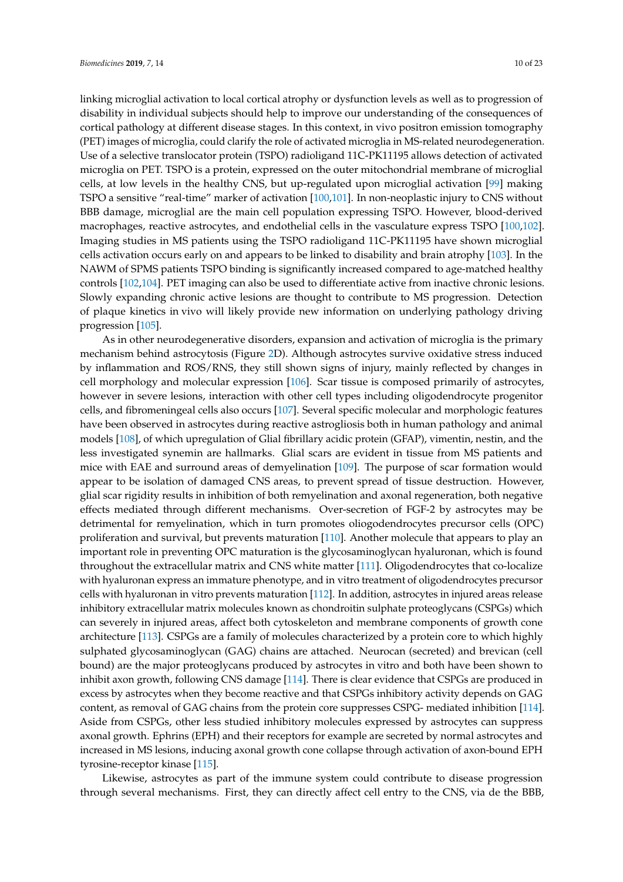linking microglial activation to local cortical atrophy or dysfunction levels as well as to progression of disability in individual subjects should help to improve our understanding of the consequences of cortical pathology at different disease stages. In this context, in vivo positron emission tomography (PET) images of microglia, could clarify the role of activated microglia in MS-related neurodegeneration. Use of a selective translocator protein (TSPO) radioligand 11C-PK11195 allows detection of activated microglia on PET. TSPO is a protein, expressed on the outer mitochondrial membrane of microglial cells, at low levels in the healthy CNS, but up-regulated upon microglial activation [99] making TSPO a sensitive "real-time" marker of activation [100,101]. In non-neoplastic injury to CNS without BBB damage, microglial are the main cell population expressing TSPO. However, blood-derived macrophages, reactive astrocytes, and endothelial cells in the vasculature express TSPO [100,102]. Imaging studies in MS patients using the TSPO radioligand 11C-PK11195 have shown microglial cells activation occurs early on and appears to be linked to disability and brain atrophy [103]. In the NAWM of SPMS patients TSPO binding is significantly increased compared to age-matched healthy controls [102,104]. PET imaging can also be used to differentiate active from inactive chronic lesions. Slowly expanding chronic active lesions are thought to contribute to MS progression. Detection of plaque kinetics in vivo will likely provide new information on underlying pathology driving progression [105].

As in other neurodegenerative disorders, expansion and activation of microglia is the primary mechanism behind astrocytosis (Figure 2D). Although astrocytes survive oxidative stress induced by inflammation and ROS/RNS, they still shown signs of injury, mainly reflected by changes in cell morphology and molecular expression [106]. Scar tissue is composed primarily of astrocytes, however in severe lesions, interaction with other cell types including oligodendrocyte progenitor cells, and fibromeningeal cells also occurs [107]. Several specific molecular and morphologic features have been observed in astrocytes during reactive astrogliosis both in human pathology and animal models [108], of which upregulation of Glial fibrillary acidic protein (GFAP), vimentin, nestin, and the less investigated synemin are hallmarks. Glial scars are evident in tissue from MS patients and mice with EAE and surround areas of demyelination [109]. The purpose of scar formation would appear to be isolation of damaged CNS areas, to prevent spread of tissue destruction. However, glial scar rigidity results in inhibition of both remyelination and axonal regeneration, both negative effects mediated through different mechanisms. Over-secretion of FGF-2 by astrocytes may be detrimental for remyelination, which in turn promotes oliogodendrocytes precursor cells (OPC) proliferation and survival, but prevents maturation [110]. Another molecule that appears to play an important role in preventing OPC maturation is the glycosaminoglycan hyaluronan, which is found throughout the extracellular matrix and CNS white matter [111]. Oligodendrocytes that co-localize with hyaluronan express an immature phenotype, and in vitro treatment of oligodendrocytes precursor cells with hyaluronan in vitro prevents maturation [112]. In addition, astrocytes in injured areas release inhibitory extracellular matrix molecules known as chondroitin sulphate proteoglycans (CSPGs) which can severely in injured areas, affect both cytoskeleton and membrane components of growth cone architecture [113]. CSPGs are a family of molecules characterized by a protein core to which highly sulphated glycosaminoglycan (GAG) chains are attached. Neurocan (secreted) and brevican (cell bound) are the major proteoglycans produced by astrocytes in vitro and both have been shown to inhibit axon growth, following CNS damage [114]. There is clear evidence that CSPGs are produced in excess by astrocytes when they become reactive and that CSPGs inhibitory activity depends on GAG content, as removal of GAG chains from the protein core suppresses CSPG- mediated inhibition [114]. Aside from CSPGs, other less studied inhibitory molecules expressed by astrocytes can suppress axonal growth. Ephrins (EPH) and their receptors for example are secreted by normal astrocytes and increased in MS lesions, inducing axonal growth cone collapse through activation of axon-bound EPH tyrosine-receptor kinase [115].

Likewise, astrocytes as part of the immune system could contribute to disease progression through several mechanisms. First, they can directly affect cell entry to the CNS, via de the BBB,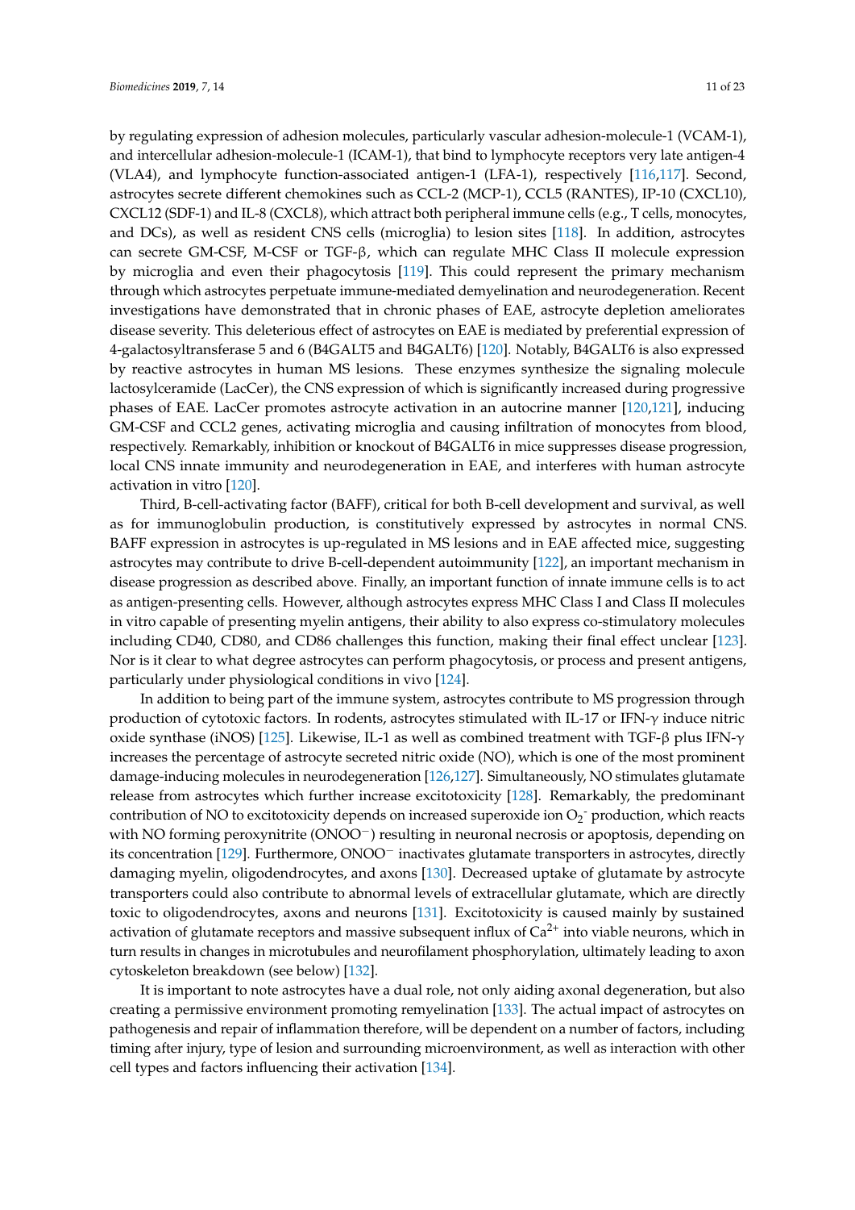by regulating expression of adhesion molecules, particularly vascular adhesion-molecule-1 (VCAM-1), and intercellular adhesion-molecule-1 (ICAM-1), that bind to lymphocyte receptors very late antigen-4 (VLA4), and lymphocyte function-associated antigen-1 (LFA-1), respectively [116,117]. Second, astrocytes secrete different chemokines such as CCL-2 (MCP-1), CCL5 (RANTES), IP-10 (CXCL10), CXCL12 (SDF-1) and IL-8 (CXCL8), which attract both peripheral immune cells (e.g., T cells, monocytes, and DCs), as well as resident CNS cells (microglia) to lesion sites [118]. In addition, astrocytes can secrete GM-CSF, M-CSF or TGF-β, which can regulate MHC Class II molecule expression by microglia and even their phagocytosis [119]. This could represent the primary mechanism through which astrocytes perpetuate immune-mediated demyelination and neurodegeneration. Recent investigations have demonstrated that in chronic phases of EAE, astrocyte depletion ameliorates disease severity. This deleterious effect of astrocytes on EAE is mediated by preferential expression of 4-galactosyltransferase 5 and 6 (B4GALT5 and B4GALT6) [120]. Notably, B4GALT6 is also expressed by reactive astrocytes in human MS lesions. These enzymes synthesize the signaling molecule lactosylceramide (LacCer), the CNS expression of which is significantly increased during progressive phases of EAE. LacCer promotes astrocyte activation in an autocrine manner [120,121], inducing GM-CSF and CCL2 genes, activating microglia and causing infiltration of monocytes from blood, respectively. Remarkably, inhibition or knockout of B4GALT6 in mice suppresses disease progression, local CNS innate immunity and neurodegeneration in EAE, and interferes with human astrocyte activation in vitro [120].

Third, B-cell-activating factor (BAFF), critical for both B-cell development and survival, as well as for immunoglobulin production, is constitutively expressed by astrocytes in normal CNS. BAFF expression in astrocytes is up-regulated in MS lesions and in EAE affected mice, suggesting astrocytes may contribute to drive B-cell-dependent autoimmunity [122], an important mechanism in disease progression as described above. Finally, an important function of innate immune cells is to act as antigen-presenting cells. However, although astrocytes express MHC Class I and Class II molecules in vitro capable of presenting myelin antigens, their ability to also express co-stimulatory molecules including CD40, CD80, and CD86 challenges this function, making their final effect unclear [123]. Nor is it clear to what degree astrocytes can perform phagocytosis, or process and present antigens, particularly under physiological conditions in vivo [124].

In addition to being part of the immune system, astrocytes contribute to MS progression through production of cytotoxic factors. In rodents, astrocytes stimulated with IL-17 or IFN-γ induce nitric oxide synthase (iNOS) [125]. Likewise, IL-1 as well as combined treatment with TGF-β plus IFN-γ increases the percentage of astrocyte secreted nitric oxide (NO), which is one of the most prominent damage-inducing molecules in neurodegeneration [126,127]. Simultaneously, NO stimulates glutamate release from astrocytes which further increase excitotoxicity [128]. Remarkably, the predominant contribution of NO to excitotoxicity depends on increased superoxide ion $O_2^-$ production, which reacts with NO forming peroxynitrite ($ONOO^-$) resulting in neuronal necrosis or apoptosis, depending on its concentration [129]. Furthermore, $ONOO^-$ inactivates glutamate transporters in astrocytes, directly damaging myelin, oligodendrocytes, and axons [130]. Decreased uptake of glutamate by astrocyte transporters could also contribute to abnormal levels of extracellular glutamate, which are directly toxic to oligodendrocytes, axons and neurons [131]. Excitotoxicity is caused mainly by sustained activation of glutamate receptors and massive subsequent influx of $Ca^{2+}$ into viable neurons, which in turn results in changes in microtubules and neurofilament phosphorylation, ultimately leading to axon cytoskeleton breakdown (see below) [132].

It is important to note astrocytes have a dual role, not only aiding axonal degeneration, but also creating a permissive environment promoting remyelination [133]. The actual impact of astrocytes on pathogenesis and repair of inflammation therefore, will be dependent on a number of factors, including timing after injury, type of lesion and surrounding microenvironment, as well as interaction with other cell types and factors influencing their activation [134].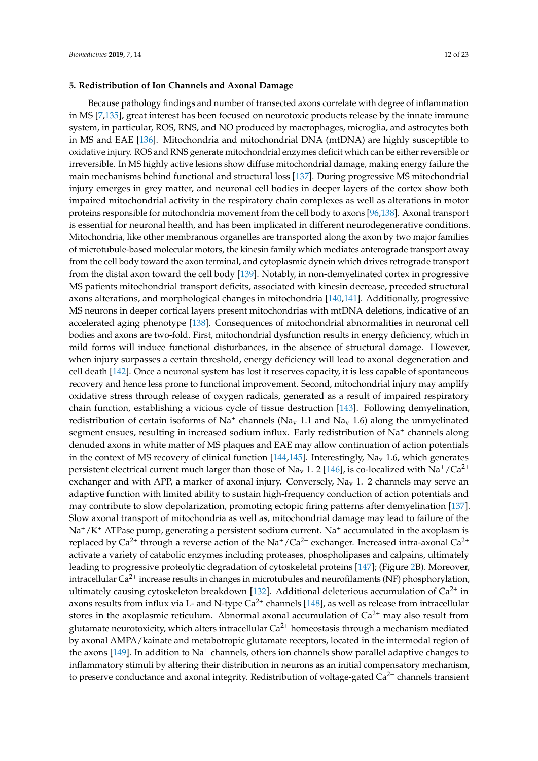## 5. Redistribution of Ion Channels and Axonal Damage

Because pathology findings and number of transected axons correlate with degree of inflammation in MS [7,135], great interest has been focused on neurotoxic products release by the innate immune system, in particular, ROS, RNS, and NO produced by macrophages, microglia, and astrocytes both in MS and EAE [136]. Mitochondria and mitochondrial DNA (mtDNA) are highly susceptible to oxidative injury. ROS and RNS generate mitochondrial enzymes deficit which can be either reversible or irreversible. In MS highly active lesions show diffuse mitochondrial damage, making energy failure the main mechanisms behind functional and structural loss [137]. During progressive MS mitochondrial injury emerges in grey matter, and neuronal cell bodies in deeper layers of the cortex show both impaired mitochondrial activity in the respiratory chain complexes as well as alterations in motor proteins responsible for mitochondria movement from the cell body to axons [96,138]. Axonal transport is essential for neuronal health, and has been implicated in different neurodegenerative conditions. Mitochondria, like other membranous organelles are transported along the axon by two major families of microtubule-based molecular motors, the kinesin family which mediates anterograde transport away from the cell body toward the axon terminal, and cytoplasmic dynein which drives retrograde transport from the distal axon toward the cell body [139]. Notably, in non-demyelinated cortex in progressive MS patients mitochondrial transport deficits, associated with kinesin decrease, preceded structural axons alterations, and morphological changes in mitochondria [140,141]. Additionally, progressive MS neurons in deeper cortical layers present mitochondrias with mtDNA deletions, indicative of an accelerated aging phenotype [138]. Consequences of mitochondrial abnormalities in neuronal cell bodies and axons are two-fold. First, mitochondrial dysfunction results in energy deficiency, which in mild forms will induce functional disturbances, in the absence of structural damage. However, when injury surpasses a certain threshold, energy deficiency will lead to axonal degeneration and cell death [142]. Once a neuronal system has lost it reserves capacity, it is less capable of spontaneous recovery and hence less prone to functional improvement. Second, mitochondrial injury may amplify oxidative stress through release of oxygen radicals, generated as a result of impaired respiratory chain function, establishing a vicious cycle of tissue destruction [143]. Following demyelination, redistribution of certain isoforms of $Na^+$ channels ($Na_v$ 1.1 and $Na_v$ 1.6) along the unmyelinated segment ensues, resulting in increased sodium influx. Early redistribution of $Na^+$ channels along denuded axons in white matter of MS plaques and EAE may allow continuation of action potentials in the context of MS recovery of clinical function [144,145]. Interestingly, $Na_v$ 1.6, which generates persistent electrical current much larger than those of $Na_v$ 1. 2 [146], is co-localized with $Na^+/Ca^{2+}$ exchanger and with APP, a marker of axonal injury. Conversely, $Na_v$ 1. 2 channels may serve an adaptive function with limited ability to sustain high-frequency conduction of action potentials and may contribute to slow depolarization, promoting ectopic firing patterns after demyelination [137]. Slow axonal transport of mitochondria as well as, mitochondrial damage may lead to failure of the $Na^+/K^+$ ATPase pump, generating a persistent sodium current. $Na^+$ accumulated in the axoplasm is replaced by $Ca^{2+}$ through a reverse action of the $Na^+/Ca^{2+}$ exchanger. Increased intra-axonal $Ca^{2+}$ activate a variety of catabolic enzymes including proteases, phospholipases and calpains, ultimately leading to progressive proteolytic degradation of cytoskeletal proteins [147]; (Figure 2B). Moreover, intracellular $Ca^{2+}$ increase results in changes in microtubules and neurofilaments (NF) phosphorylation, ultimately causing cytoskeleton breakdown [132]. Additional deleterious accumulation of $Ca^{2+}$ in axons results from influx via L- and N-type $Ca^{2+}$ channels [148], as well as release from intracellular stores in the axoplasmic reticulum. Abnormal axonal accumulation of $Ca^{2+}$ may also result from glutamate neurotoxicity, which alters intracellular $Ca^{2+}$ homeostasis through a mechanism mediated by axonal AMPA/kainate and metabotropic glutamate receptors, located in the intermodal region of the axons [149]. In addition to $Na^+$ channels, others ion channels show parallel adaptive changes to inflammatory stimuli by altering their distribution in neurons as an initial compensatory mechanism, to preserve conductance and axonal integrity. Redistribution of voltage-gated $Ca^{2+}$ channels transient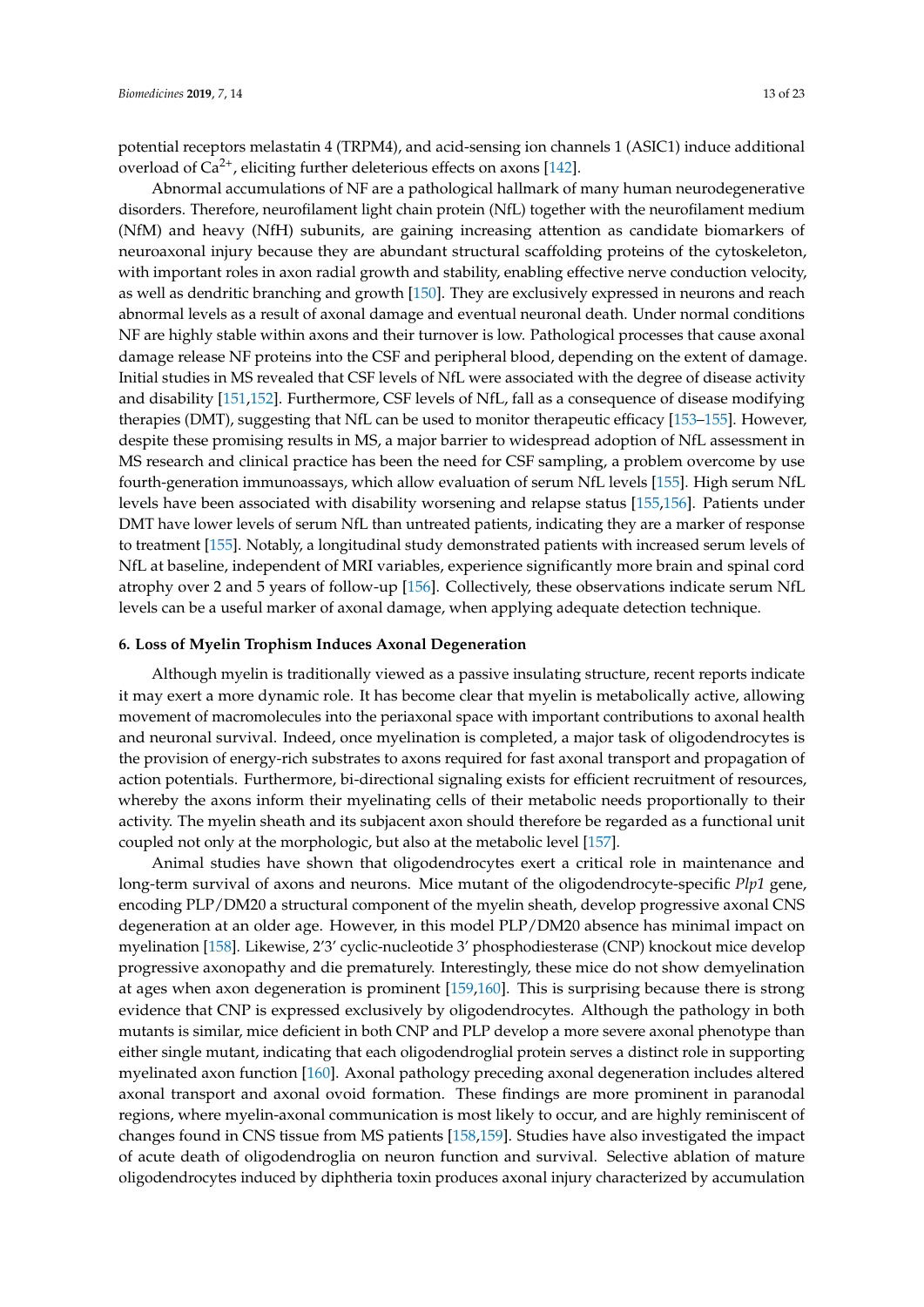potential receptors melastatin 4 (TRPM4), and acid-sensing ion channels 1 (ASIC1) induce additional overload of $Ca^{2+}$, eliciting further deleterious effects on axons [142].

Abnormal accumulations of NF are a pathological hallmark of many human neurodegenerative disorders. Therefore, neurofilament light chain protein (NfL) together with the neurofilament medium (NfM) and heavy (NfH) subunits, are gaining increasing attention as candidate biomarkers of neuroaxonal injury because they are abundant structural scaffolding proteins of the cytoskeleton, with important roles in axon radial growth and stability, enabling effective nerve conduction velocity, as well as dendritic branching and growth [150]. They are exclusively expressed in neurons and reach abnormal levels as a result of axonal damage and eventual neuronal death. Under normal conditions NF are highly stable within axons and their turnover is low. Pathological processes that cause axonal damage release NF proteins into the CSF and peripheral blood, depending on the extent of damage. Initial studies in MS revealed that CSF levels of NfL were associated with the degree of disease activity and disability [151,152]. Furthermore, CSF levels of NfL, fall as a consequence of disease modifying therapies (DMT), suggesting that NfL can be used to monitor therapeutic efficacy [153–155]. However, despite these promising results in MS, a major barrier to widespread adoption of NfL assessment in MS research and clinical practice has been the need for CSF sampling, a problem overcome by use fourth-generation immunoassays, which allow evaluation of serum NfL levels [155]. High serum NfL levels have been associated with disability worsening and relapse status [155,156]. Patients under DMT have lower levels of serum NfL than untreated patients, indicating they are a marker of response to treatment [155]. Notably, a longitudinal study demonstrated patients with increased serum levels of NfL at baseline, independent of MRI variables, experience significantly more brain and spinal cord atrophy over 2 and 5 years of follow-up [156]. Collectively, these observations indicate serum NfL levels can be a useful marker of axonal damage, when applying adequate detection technique.

## 6. Loss of Myelin Trophism Induces Axonal Degeneration

Although myelin is traditionally viewed as a passive insulating structure, recent reports indicate it may exert a more dynamic role. It has become clear that myelin is metabolically active, allowing movement of macromolecules into the periaxonal space with important contributions to axonal health and neuronal survival. Indeed, once myelination is completed, a major task of oligodendrocytes is the provision of energy-rich substrates to axons required for fast axonal transport and propagation of action potentials. Furthermore, bi-directional signaling exists for efficient recruitment of resources, whereby the axons inform their myelinating cells of their metabolic needs proportionally to their activity. The myelin sheath and its subjacent axon should therefore be regarded as a functional unit coupled not only at the morphologic, but also at the metabolic level [157].

Animal studies have shown that oligodendrocytes exert a critical role in maintenance and long-term survival of axons and neurons. Mice mutant of the oligodendrocyte-specific *Plp1* gene, encoding PLP/DM20 a structural component of the myelin sheath, develop progressive axonal CNS degeneration at an older age. However, in this model PLP/DM20 absence has minimal impact on myelination [158]. Likewise, 2′3′ cyclic-nucleotide 3′ phosphodiesterase (CNP) knockout mice develop progressive axonopathy and die prematurely. Interestingly, these mice do not show demyelination at ages when axon degeneration is prominent [159,160]. This is surprising because there is strong evidence that CNP is expressed exclusively by oligodendrocytes. Although the pathology in both mutants is similar, mice deficient in both CNP and PLP develop a more severe axonal phenotype than either single mutant, indicating that each oligodendroglial protein serves a distinct role in supporting myelinated axon function [160]. Axonal pathology preceding axonal degeneration includes altered axonal transport and axonal ovoid formation. These findings are more prominent in paranodal regions, where myelin-axonal communication is most likely to occur, and are highly reminiscent of changes found in CNS tissue from MS patients [158,159]. Studies have also investigated the impact of acute death of oligodendroglia on neuron function and survival. Selective ablation of mature oligodendrocytes induced by diphtheria toxin produces axonal injury characterized by accumulation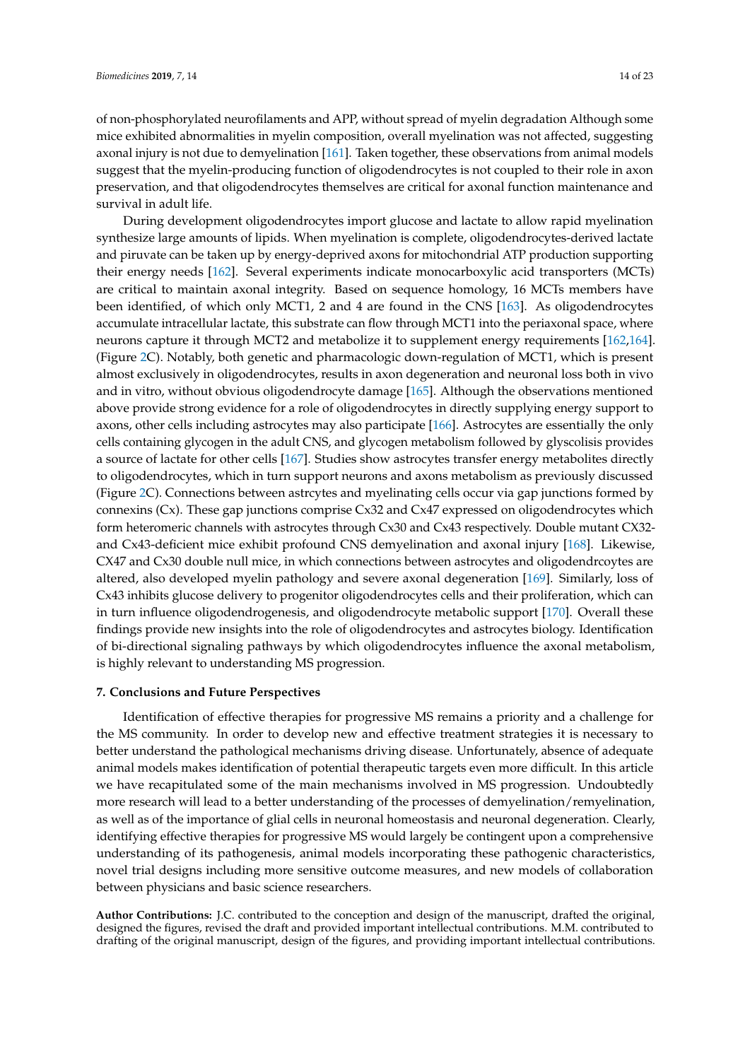of non-phosphorylated neurofilaments and APP, without spread of myelin degradation Although some mice exhibited abnormalities in myelin composition, overall myelination was not affected, suggesting axonal injury is not due to demyelination [161]. Taken together, these observations from animal models suggest that the myelin-producing function of oligodendrocytes is not coupled to their role in axon preservation, and that oligodendrocytes themselves are critical for axonal function maintenance and survival in adult life.

During development oligodendrocytes import glucose and lactate to allow rapid myelination synthesize large amounts of lipids. When myelination is complete, oligodendrocytes-derived lactate and piruvate can be taken up by energy-deprived axons for mitochondrial ATP production supporting their energy needs [162]. Several experiments indicate monocarboxylic acid transporters (MCTs) are critical to maintain axonal integrity. Based on sequence homology, 16 MCTs members have been identified, of which only MCT1, 2 and 4 are found in the CNS [163]. As oligodendrocytes accumulate intracellular lactate, this substrate can flow through MCT1 into the periaxonal space, where neurons capture it through MCT2 and metabolize it to supplement energy requirements [162,164]. (Figure 2C). Notably, both genetic and pharmacologic down-regulation of MCT1, which is present almost exclusively in oligodendrocytes, results in axon degeneration and neuronal loss both in vivo and in vitro, without obvious oligodendrocyte damage [165]. Although the observations mentioned above provide strong evidence for a role of oligodendrocytes in directly supplying energy support to axons, other cells including astrocytes may also participate [166]. Astrocytes are essentially the only cells containing glycogen in the adult CNS, and glycogen metabolism followed by glyscolisis provides a source of lactate for other cells [167]. Studies show astrocytes transfer energy metabolites directly to oligodendrocytes, which in turn support neurons and axons metabolism as previously discussed (Figure 2C). Connections between astrcytes and myelinating cells occur via gap junctions formed by connexins (Cx). These gap junctions comprise Cx32 and Cx47 expressed on oligodendrocytes which form heteromeric channels with astrocytes through Cx30 and Cx43 respectively. Double mutant CX32- and Cx43-deficient mice exhibit profound CNS demyelination and axonal injury [168]. Likewise, CX47 and Cx30 double null mice, in which connections between astrocytes and oligodendrcoytes are altered, also developed myelin pathology and severe axonal degeneration [169]. Similarly, loss of Cx43 inhibits glucose delivery to progenitor oligodendrocytes cells and their proliferation, which can in turn influence oligodendrogenesis, and oligodendrocyte metabolic support [170]. Overall these findings provide new insights into the role of oligodendrocytes and astrocytes biology. Identification of bi-directional signaling pathways by which oligodendrocytes influence the axonal metabolism, is highly relevant to understanding MS progression.

## 7. Conclusions and Future Perspectives

Identification of effective therapies for progressive MS remains a priority and a challenge for the MS community. In order to develop new and effective treatment strategies it is necessary to better understand the pathological mechanisms driving disease. Unfortunately, absence of adequate animal models makes identification of potential therapeutic targets even more difficult. In this article we have recapitulated some of the main mechanisms involved in MS progression. Undoubtedly more research will lead to a better understanding of the processes of demyelination/remyelination, as well as of the importance of glial cells in neuronal homeostasis and neuronal degeneration. Clearly, identifying effective therapies for progressive MS would largely be contingent upon a comprehensive understanding of its pathogenesis, animal models incorporating these pathogenic characteristics, novel trial designs including more sensitive outcome measures, and new models of collaboration between physicians and basic science researchers.

**Author Contributions:** J.C. contributed to the conception and design of the manuscript, drafted the original, designed the figures, revised the draft and provided important intellectual contributions. M.M. contributed to drafting of the original manuscript, design of the figures, and providing important intellectual contributions.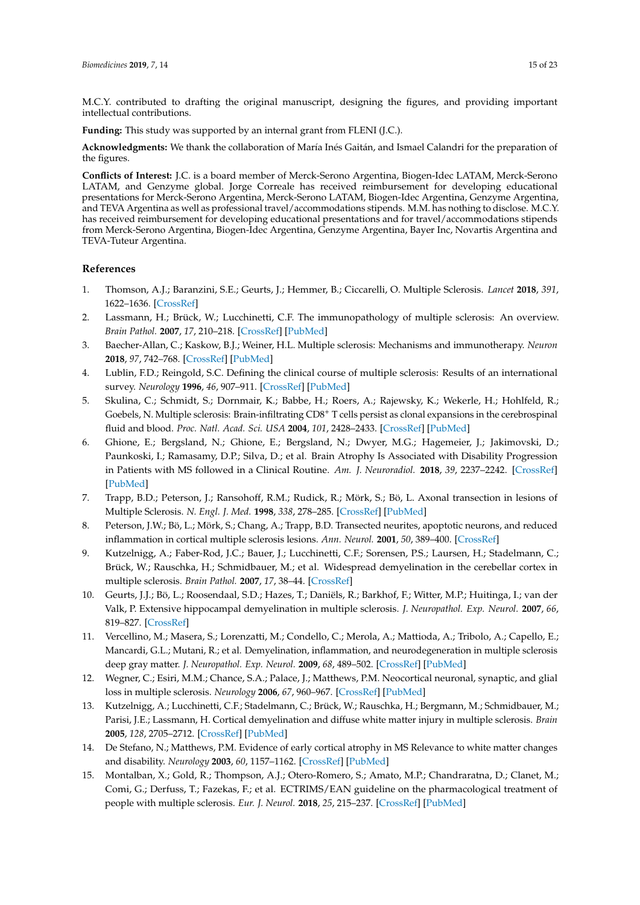M.C.Y. contributed to drafting the original manuscript, designing the figures, and providing important intellectual contributions.

**Funding:** This study was supported by an internal grant from FLENI (J.C.).

**Acknowledgments:** We thank the collaboration of María Inés Gaitán, and Ismael Calandri for the preparation of the figures.

**Conflicts of Interest:** J.C. is a board member of Merck-Serono Argentina, Biogen-Idec LATAM, Merck-Serono LATAM, and Genzyme global. Jorge Correale has received reimbursement for developing educational presentations for Merck-Serono Argentina, Merck-Serono LATAM, Biogen-Idec Argentina, Genzyme Argentina, and TEVA Argentina as well as professional travel/accommodations stipends. M.M. has nothing to disclose. M.C.Y. has received reimbursement for developing educational presentations and for travel/accommodations stipends from Merck-Serono Argentina, Biogen-Idec Argentina, Genzyme Argentina, Bayer Inc, Novartis Argentina and TEVA-Tuteur Argentina.

## References

1. Thomson, A.J.; Baranzini, S.E.; Geurts, J.; Hemmer, B.; Ciccarelli, O. Multiple Sclerosis. *Lancet* **2018**, *391*, 1622–1636. [CrossRef]
2. Lassmann, H.; Brück, W.; Lucchinetti, C.F. The immunopathology of multiple sclerosis: An overview. *Brain Pathol.* **2007**, *17*, 210–218. [CrossRef] [PubMed]
3. Baecher-Allan, C.; Kaskow, B.J.; Weiner, H.L. Multiple sclerosis: Mechanisms and immunotherapy. *Neuron* **2018**, *97*, 742–768. [CrossRef] [PubMed]
4. Lublin, F.D.; Reingold, S.C. Defining the clinical course of multiple sclerosis: Results of an international survey. *Neurology* **1996**, *46*, 907–911. [CrossRef] [PubMed]
5. Skulina, C.; Schmidt, S.; Dornmair, K.; Babbe, H.; Roers, A.; Rajewsky, K.; Wekerle, H.; Hohlfeld, R.; Goebels, N. Multiple sclerosis: Brain-infiltrating CD8+ T cells persist as clonal expansions in the cerebrospinal fluid and blood. *Proc. Natl. Acad. Sci. USA* **2004**, *101*, 2428–2433. [CrossRef] [PubMed]
6. Ghione, E.; Bergsland, N.; Ghione, E.; Bergsland, N.; Dwyer, M.G.; Hagemeier, J.; Jakimovski, D.; Paunkoski, I.; Ramasamy, D.P.; Silva, D.; et al. Brain Atrophy Is Associated with Disability Progression in Patients with MS followed in a Clinical Routine. *Am. J. Neuroradiol.* **2018**, *39*, 2237–2242. [CrossRef] [PubMed]
7. Trapp, B.D.; Peterson, J.; Ransohoff, R.M.; Rudick, R.; Mörk, S.; Bö, L. Axonal transection in lesions of Multiple Sclerosis. *N. Engl. J. Med.* **1998**, *338*, 278–285. [CrossRef] [PubMed]
8. Peterson, J.W.; Bö, L.; Mörk, S.; Chang, A.; Trapp, B.D. Transected neurites, apoptotic neurons, and reduced inflammation in cortical multiple sclerosis lesions. *Ann. Neurol.* **2001**, *50*, 389–400. [CrossRef]
9. Kutzelnigg, A.; Faber-Rod, J.C.; Bauer, J.; Lucchinetti, C.F.; Sorensen, P.S.; Laursen, H.; Stadelmann, C.; Brück, W.; Rauschka, H.; Schmidbauer, M.; et al. Widespread demyelination in the cerebellar cortex in multiple sclerosis. *Brain Pathol.* **2007**, *17*, 38–44. [CrossRef]
10. Geurts, J.J.; Bö, L.; Roosendaal, S.D.; Hazes, T.; Daniëls, R.; Barkhof, F.; Witter, M.P.; Huitinga, I.; van der Valk, P. Extensive hippocampal demyelination in multiple sclerosis. *J. Neuropathol. Exp. Neurol.* **2007**, *66*, 819–827. [CrossRef]
11. Vercellino, M.; Masera, S.; Lorenzatti, M.; Condello, C.; Merola, A.; Mattioda, A.; Tribolo, A.; Capello, E.; Mancardi, G.L.; Mutani, R.; et al. Demyelination, inflammation, and neurodegeneration in multiple sclerosis deep gray matter. *J. Neuropathol. Exp. Neurol.* **2009**, *68*, 489–502. [CrossRef] [PubMed]
12. Wegner, C.; Esiri, M.M.; Chance, S.A.; Palace, J.; Matthews, P.M. Neocortical neuronal, synaptic, and glial loss in multiple sclerosis. *Neurology* **2006**, *67*, 960–967. [CrossRef] [PubMed]
13. Kutzelnigg, A.; Lucchinetti, C.F.; Stadelmann, C.; Brück, W.; Rauschka, H.; Bergmann, M.; Schmidbauer, M.; Parisi, J.E.; Lassmann, H. Cortical demyelination and diffuse white matter injury in multiple sclerosis. *Brain* **2005**, *128*, 2705–2712. [CrossRef] [PubMed]
14. De Stefano, N.; Matthews, P.M. Evidence of early cortical atrophy in MS Relevance to white matter changes and disability. *Neurology* **2003**, *60*, 1157–1162. [CrossRef] [PubMed]
15. Montalban, X.; Gold, R.; Thompson, A.J.; Otero-Romero, S.; Amato, M.P.; Chandraratna, D.; Clanet, M.; Comi, G.; Derfuss, T.; Fazekas, F.; et al. ECTRIMS/EAN guideline on the pharmacological treatment of people with multiple sclerosis. *Eur. J. Neurol.* **2018**, *25*, 215–237. [CrossRef] [PubMed]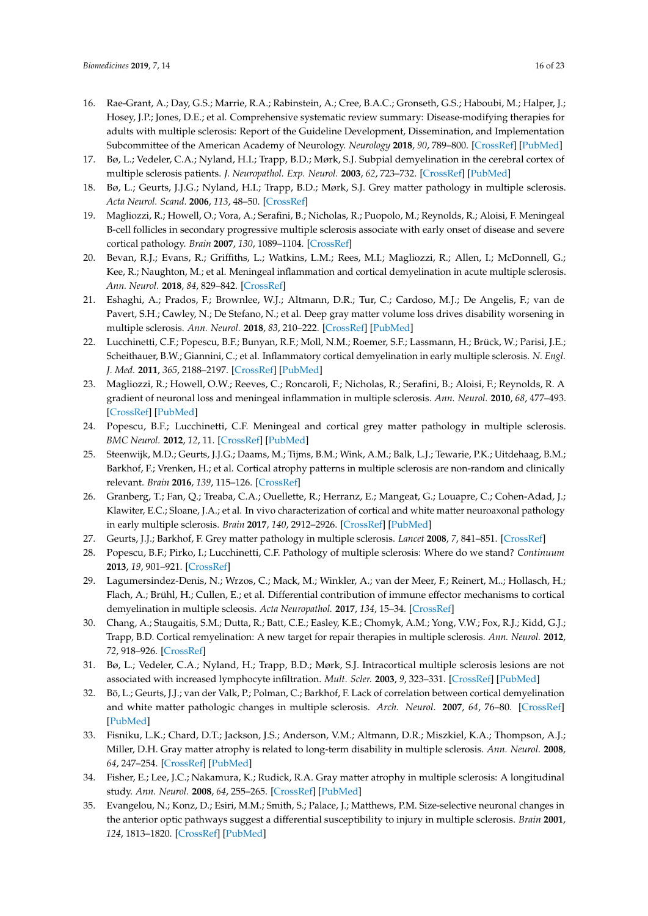16. Rae-Grant, A.; Day, G.S.; Marrie, R.A.; Rabinstein, A.; Cree, B.A.C.; Gronseth, G.S.; Haboubi, M.; Halper, J.; Hosey, J.P.; Jones, D.E.; et al. Comprehensive systematic review summary: Disease-modifying therapies for adults with multiple sclerosis: Report of the Guideline Development, Dissemination, and Implementation Subcommittee of the American Academy of Neurology. *Neurology* **2018**, *90*, 789–800. [CrossRef] [PubMed]
17. Bø, L.; Vedeler, C.A.; Nyland, H.I.; Trapp, B.D.; Mørk, S.J. Subpial demyelination in the cerebral cortex of multiple sclerosis patients. *J. Neuropathol. Exp. Neurol.* **2003**, *62*, 723–732. [CrossRef] [PubMed]
18. Bø, L.; Geurts, J.J.G.; Nyland, H.I.; Trapp, B.D.; Mørk, S.J. Grey matter pathology in multiple sclerosis. *Acta Neurol. Scand.* **2006**, *113*, 48–50. [CrossRef]
19. Magliozzi, R.; Howell, O.; Vora, A.; Serafini, B.; Nicholas, R.; Puopolo, M.; Reynolds, R.; Aloisi, F. Meningeal B-cell follicles in secondary progressive multiple sclerosis associate with early onset of disease and severe cortical pathology. *Brain* **2007**, *130*, 1089–1104. [CrossRef]
20. Bevan, R.J.; Evans, R.; Griffiths, L.; Watkins, L.M.; Rees, M.I.; Magliozzi, R.; Allen, I.; McDonnell, G.; Kee, R.; Naughton, M.; et al. Meningeal inflammation and cortical demyelination in acute multiple sclerosis. *Ann. Neurol.* **2018**, *84*, 829–842. [CrossRef]
21. Eshaghi, A.; Prados, F.; Brownlee, W.J.; Altmann, D.R.; Tur, C.; Cardoso, M.J.; De Angelis, F.; van de Pavert, S.H.; Cawley, N.; De Stefano, N.; et al. Deep gray matter volume loss drives disability worsening in multiple sclerosis. *Ann. Neurol.* **2018**, *83*, 210–222. [CrossRef] [PubMed]
22. Lucchinetti, C.F.; Popescu, B.F.; Bunyan, R.F.; Moll, N.M.; Roemer, S.F.; Lassmann, H.; Brück, W.; Parisi, J.E.; Scheithauer, B.W.; Giannini, C.; et al. Inflammatory cortical demyelination in early multiple sclerosis. *N. Engl. J. Med.* **2011**, *365*, 2188–2197. [CrossRef] [PubMed]
23. Magliozzi, R.; Howell, O.W.; Reeves, C.; Roncaroli, F.; Nicholas, R.; Serafini, B.; Aloisi, F.; Reynolds, R. A gradient of neuronal loss and meningeal inflammation in multiple sclerosis. *Ann. Neurol.* **2010**, *68*, 477–493. [CrossRef] [PubMed]
24. Popescu, B.F.; Lucchinetti, C.F. Meningeal and cortical grey matter pathology in multiple sclerosis. *BMC Neurol.* **2012**, *12*, 11. [CrossRef] [PubMed]
25. Steenwijk, M.D.; Geurts, J.J.G.; Daams, M.; Tijms, B.M.; Wink, A.M.; Balk, L.J.; Tewarie, P.K.; Uitdehaag, B.M.; Barkhof, F.; Vrenken, H.; et al. Cortical atrophy patterns in multiple sclerosis are non-random and clinically relevant. *Brain* **2016**, *139*, 115–126. [CrossRef]
26. Granberg, T.; Fan, Q.; Treaba, C.A.; Ouellette, R.; Herranz, E.; Mangeat, G.; Louapre, C.; Cohen-Adad, J.; Klawiter, E.C.; Sloane, J.A.; et al. In vivo characterization of cortical and white matter neuroaxonal pathology in early multiple sclerosis. *Brain* **2017**, *140*, 2912–2926. [CrossRef] [PubMed]
27. Geurts, J.J.; Barkhof, F. Grey matter pathology in multiple sclerosis. *Lancet* **2008**, *7*, 841–851. [CrossRef]
28. Popescu, B.F.; Pirko, I.; Lucchinetti, C.F. Pathology of multiple sclerosis: Where do we stand? *Continuum* **2013**, *19*, 901–921. [CrossRef]
29. Lagumersindez-Denis, N.; Wrzos, C.; Mack, M.; Winkler, A.; van der Meer, F.; Reinert, M..; Hollasch, H.; Flach, A.; Brühl, H.; Cullen, E.; et al. Differential contribution of immune effector mechanisms to cortical demyelination in multiple scleosis. *Acta Neuropathol.* **2017**, *134*, 15–34. [CrossRef]
30. Chang, A.; Staugaitis, S.M.; Dutta, R.; Batt, C.E.; Easley, K.E.; Chomyk, A.M.; Yong, V.W.; Fox, R.J.; Kidd, G.J.; Trapp, B.D. Cortical remyelination: A new target for repair therapies in multiple sclerosis. *Ann. Neurol.* **2012**, *72*, 918–926. [CrossRef]
31. Bø, L.; Vedeler, C.A.; Nyland, H.; Trapp, B.D.; Mørk, S.J. Intracortical multiple sclerosis lesions are not associated with increased lymphocyte infiltration. *Mult. Scler.* **2003**, *9*, 323–331. [CrossRef] [PubMed]
32. Bö, L.; Geurts, J.J.; van der Valk, P.; Polman, C.; Barkhof, F. Lack of correlation between cortical demyelination and white matter pathologic changes in multiple sclerosis. *Arch. Neurol.* **2007**, *64*, 76–80. [CrossRef] [PubMed]
33. Fisniku, L.K.; Chard, D.T.; Jackson, J.S.; Anderson, V.M.; Altmann, D.R.; Miszkiel, K.A.; Thompson, A.J.; Miller, D.H. Gray matter atrophy is related to long-term disability in multiple sclerosis. *Ann. Neurol.* **2008**, *64*, 247–254. [CrossRef] [PubMed]
34. Fisher, E.; Lee, J.C.; Nakamura, K.; Rudick, R.A. Gray matter atrophy in multiple sclerosis: A longitudinal study. *Ann. Neurol.* **2008**, *64*, 255–265. [CrossRef] [PubMed]
35. Evangelou, N.; Konz, D.; Esiri, M.M.; Smith, S.; Palace, J.; Matthews, P.M. Size-selective neuronal changes in the anterior optic pathways suggest a differential susceptibility to injury in multiple sclerosis. *Brain* **2001**, *124*, 1813–1820. [CrossRef] [PubMed]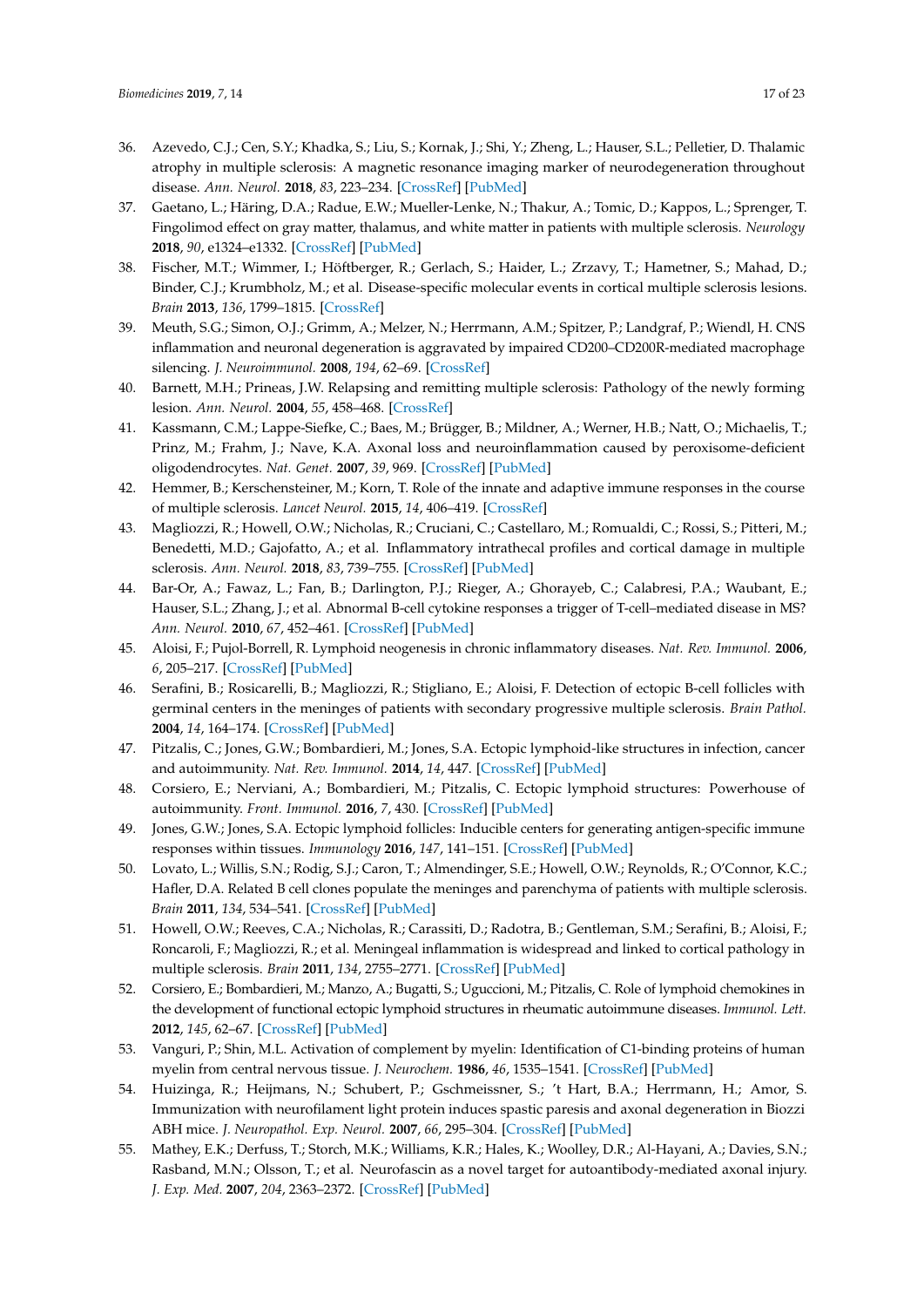36. Azevedo, C.J.; Cen, S.Y.; Khadka, S.; Liu, S.; Kornak, J.; Shi, Y.; Zheng, L.; Hauser, S.L.; Pelletier, D. Thalamic atrophy in multiple sclerosis: A magnetic resonance imaging marker of neurodegeneration throughout disease. *Ann. Neurol.* **2018**, *83*, 223–234. [CrossRef] [PubMed]
37. Gaetano, L.; Häring, D.A.; Radue, E.W.; Mueller-Lenke, N.; Thakur, A.; Tomic, D.; Kappos, L.; Sprenger, T. Fingolimod effect on gray matter, thalamus, and white matter in patients with multiple sclerosis. *Neurology* **2018**, *90*, e1324–e1332. [CrossRef] [PubMed]
38. Fischer, M.T.; Wimmer, I.; Höftberger, R.; Gerlach, S.; Haider, L.; Zrzavy, T.; Hametner, S.; Mahad, D.; Binder, C.J.; Krumbholz, M.; et al. Disease-specific molecular events in cortical multiple sclerosis lesions. *Brain* **2013**, *136*, 1799–1815. [CrossRef]
39. Meuth, S.G.; Simon, O.J.; Grimm, A.; Melzer, N.; Herrmann, A.M.; Spitzer, P.; Landgraf, P.; Wiendl, H. CNS inflammation and neuronal degeneration is aggravated by impaired CD200–CD200R-mediated macrophage silencing. *J. Neuroimmunol.* **2008**, *194*, 62–69. [CrossRef]
40. Barnett, M.H.; Prineas, J.W. Relapsing and remitting multiple sclerosis: Pathology of the newly forming lesion. *Ann. Neurol.* **2004**, *55*, 458–468. [CrossRef]
41. Kassmann, C.M.; Lappe-Siefke, C.; Baes, M.; Brügger, B.; Mildner, A.; Werner, H.B.; Natt, O.; Michaelis, T.; Prinz, M.; Frahm, J.; Nave, K.A. Axonal loss and neuroinflammation caused by peroxisome-deficient oligodendrocytes. *Nat. Genet.* **2007**, *39*, 969. [CrossRef] [PubMed]
42. Hemmer, B.; Kerschensteiner, M.; Korn, T. Role of the innate and adaptive immune responses in the course of multiple sclerosis. *Lancet Neurol.* **2015**, *14*, 406–419. [CrossRef]
43. Magliozzi, R.; Howell, O.W.; Nicholas, R.; Cruciani, C.; Castellaro, M.; Romualdi, C.; Rossi, S.; Pitteri, M.; Benedetti, M.D.; Gajofatto, A.; et al. Inflammatory intrathecal profiles and cortical damage in multiple sclerosis. *Ann. Neurol.* **2018**, *83*, 739–755. [CrossRef] [PubMed]
44. Bar-Or, A.; Fawaz, L.; Fan, B.; Darlington, P.J.; Rieger, A.; Ghorayeb, C.; Calabresi, P.A.; Waubant, E.; Hauser, S.L.; Zhang, J.; et al. Abnormal B-cell cytokine responses a trigger of T-cell–mediated disease in MS? *Ann. Neurol.* **2010**, *67*, 452–461. [CrossRef] [PubMed]
45. Aloisi, F.; Pujol-Borrell, R. Lymphoid neogenesis in chronic inflammatory diseases. *Nat. Rev. Immunol.* **2006**, *6*, 205–217. [CrossRef] [PubMed]
46. Serafini, B.; Rosicarelli, B.; Magliozzi, R.; Stigliano, E.; Aloisi, F. Detection of ectopic B-cell follicles with germinal centers in the meninges of patients with secondary progressive multiple sclerosis. *Brain Pathol.* **2004**, *14*, 164–174. [CrossRef] [PubMed]
47. Pitzalis, C.; Jones, G.W.; Bombardieri, M.; Jones, S.A. Ectopic lymphoid-like structures in infection, cancer and autoimmunity. *Nat. Rev. Immunol.* **2014**, *14*, 447. [CrossRef] [PubMed]
48. Corsiero, E.; Nerviani, A.; Bombardieri, M.; Pitzalis, C. Ectopic lymphoid structures: Powerhouse of autoimmunity. *Front. Immunol.* **2016**, *7*, 430. [CrossRef] [PubMed]
49. Jones, G.W.; Jones, S.A. Ectopic lymphoid follicles: Inducible centers for generating antigen-specific immune responses within tissues. *Immunology* **2016**, *147*, 141–151. [CrossRef] [PubMed]
50. Lovato, L.; Willis, S.N.; Rodig, S.J.; Caron, T.; Almendinger, S.E.; Howell, O.W.; Reynolds, R.; O'Connor, K.C.; Hafler, D.A. Related B cell clones populate the meninges and parenchyma of patients with multiple sclerosis. *Brain* **2011**, *134*, 534–541. [CrossRef] [PubMed]
51. Howell, O.W.; Reeves, C.A.; Nicholas, R.; Carassiti, D.; Radotra, B.; Gentleman, S.M.; Serafini, B.; Aloisi, F.; Roncaroli, F.; Magliozzi, R.; et al. Meningeal inflammation is widespread and linked to cortical pathology in multiple sclerosis. *Brain* **2011**, *134*, 2755–2771. [CrossRef] [PubMed]
52. Corsiero, E.; Bombardieri, M.; Manzo, A.; Bugatti, S.; Uguccioni, M.; Pitzalis, C. Role of lymphoid chemokines in the development of functional ectopic lymphoid structures in rheumatic autoimmune diseases. *Immunol. Lett.* **2012**, *145*, 62–67. [CrossRef] [PubMed]
53. Vanguri, P.; Shin, M.L. Activation of complement by myelin: Identification of C1-binding proteins of human myelin from central nervous tissue. *J. Neurochem.* **1986**, *46*, 1535–1541. [CrossRef] [PubMed]
54. Huizinga, R.; Heijmans, N.; Schubert, P.; Gschmeissner, S.; 't Hart, B.A.; Herrmann, H.; Amor, S. Immunization with neurofilament light protein induces spastic paresis and axonal degeneration in Biozzi ABH mice. *J. Neuropathol. Exp. Neurol.* **2007**, *66*, 295–304. [CrossRef] [PubMed]
55. Mathey, E.K.; Derfuss, T.; Storch, M.K.; Williams, K.R.; Hales, K.; Woolley, D.R.; Al-Hayani, A.; Davies, S.N.; Rasband, M.N.; Olsson, T.; et al. Neurofascin as a novel target for autoantibody-mediated axonal injury. *J. Exp. Med.* **2007**, *204*, 2363–2372. [CrossRef] [PubMed]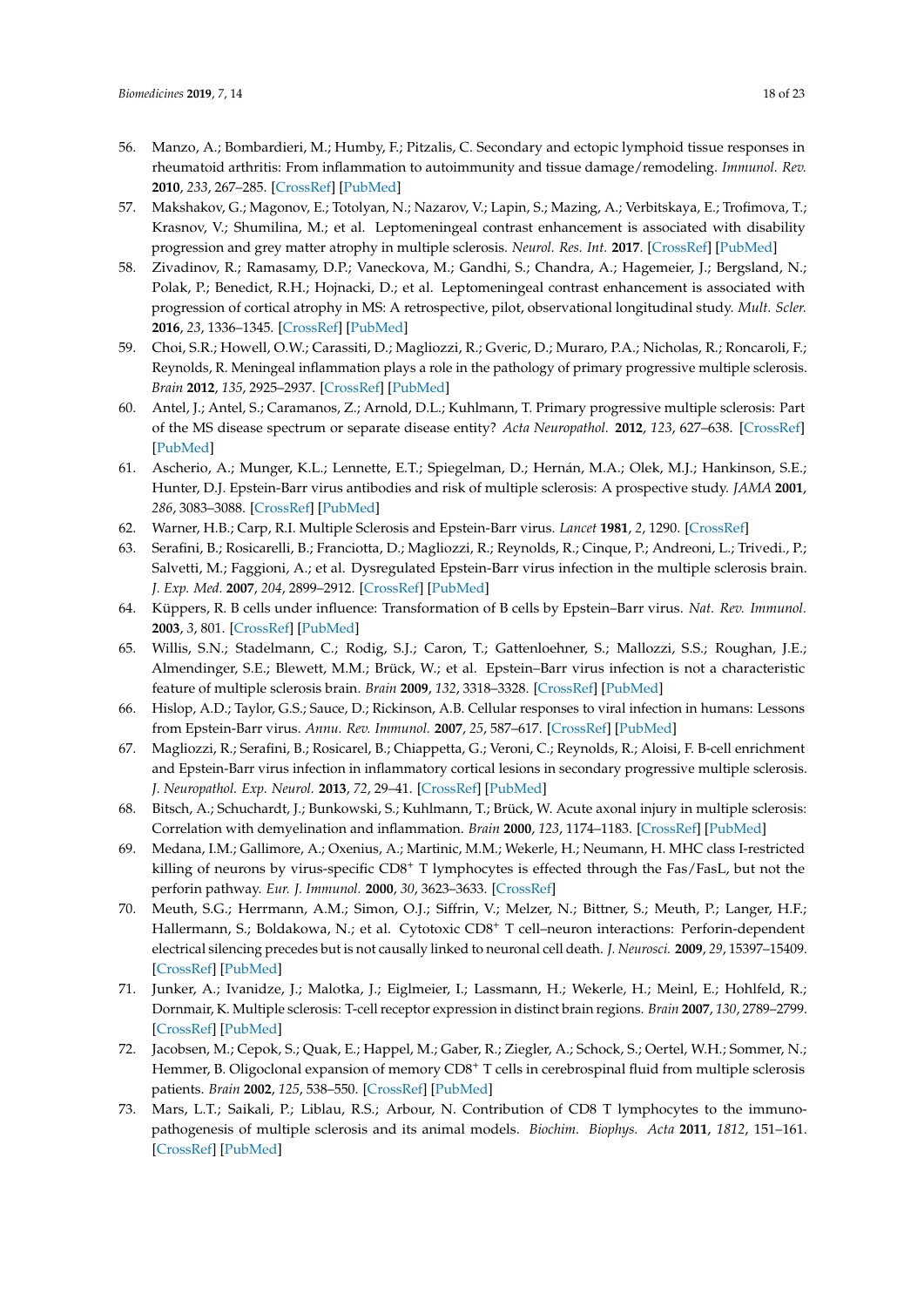56. Manzo, A.; Bombardieri, M.; Humby, F.; Pitzalis, C. Secondary and ectopic lymphoid tissue responses in rheumatoid arthritis: From inflammation to autoimmunity and tissue damage/remodeling. *Immunol. Rev.* **2010**, *233*, 267–285. [CrossRef] [PubMed]
57. Makshakov, G.; Magonov, E.; Totolyan, N.; Nazarov, V.; Lapin, S.; Mazing, A.; Verbitskaya, E.; Trofimova, T.; Krasnov, V.; Shumilina, M.; et al. Leptomeningeal contrast enhancement is associated with disability progression and grey matter atrophy in multiple sclerosis. *Neurol. Res. Int.* **2017**. [CrossRef] [PubMed]
58. Zivadinov, R.; Ramasamy, D.P.; Vaneckova, M.; Gandhi, S.; Chandra, A.; Hagemeier, J.; Bergsland, N.; Polak, P.; Benedict, R.H.; Hojnacki, D.; et al. Leptomeningeal contrast enhancement is associated with progression of cortical atrophy in MS: A retrospective, pilot, observational longitudinal study. *Mult. Scler.* **2016**, *23*, 1336–1345. [CrossRef] [PubMed]
59. Choi, S.R.; Howell, O.W.; Carassiti, D.; Magliozzi, R.; Gveric, D.; Muraro, P.A.; Nicholas, R.; Roncaroli, F.; Reynolds, R. Meningeal inflammation plays a role in the pathology of primary progressive multiple sclerosis. *Brain* **2012**, *135*, 2925–2937. [CrossRef] [PubMed]
60. Antel, J.; Antel, S.; Caramanos, Z.; Arnold, D.L.; Kuhlmann, T. Primary progressive multiple sclerosis: Part of the MS disease spectrum or separate disease entity? *Acta Neuropathol.* **2012**, *123*, 627–638. [CrossRef] [PubMed]
61. Ascherio, A.; Munger, K.L.; Lennette, E.T.; Spiegelman, D.; Hernán, M.A.; Olek, M.J.; Hankinson, S.E.; Hunter, D.J. Epstein-Barr virus antibodies and risk of multiple sclerosis: A prospective study. *JAMA* **2001**, *286*, 3083–3088. [CrossRef] [PubMed]
62. Warner, H.B.; Carp, R.I. Multiple Sclerosis and Epstein-Barr virus. *Lancet* **1981**, *2*, 1290. [CrossRef]
63. Serafini, B.; Rosicarelli, B.; Franciotta, D.; Magliozzi, R.; Reynolds, R.; Cinque, P.; Andreoni, L.; Trivedi., P.; Salvetti, M.; Faggioni, A.; et al. Dysregulated Epstein-Barr virus infection in the multiple sclerosis brain. *J. Exp. Med.* **2007**, *204*, 2899–2912. [CrossRef] [PubMed]
64. Küppers, R. B cells under influence: Transformation of B cells by Epstein–Barr virus. *Nat. Rev. Immunol.* **2003**, *3*, 801. [CrossRef] [PubMed]
65. Willis, S.N.; Stadelmann, C.; Rodig, S.J.; Caron, T.; Gattenloehner, S.; Mallozzi, S.S.; Roughan, J.E.; Almendinger, S.E.; Blewett, M.M.; Brück, W.; et al. Epstein–Barr virus infection is not a characteristic feature of multiple sclerosis brain. *Brain* **2009**, *132*, 3318–3328. [CrossRef] [PubMed]
66. Hislop, A.D.; Taylor, G.S.; Sauce, D.; Rickinson, A.B. Cellular responses to viral infection in humans: Lessons from Epstein-Barr virus. *Annu. Rev. Immunol.* **2007**, *25*, 587–617. [CrossRef] [PubMed]
67. Magliozzi, R.; Serafini, B.; Rosicarel, B.; Chiappetta, G.; Veroni, C.; Reynolds, R.; Aloisi, F. B-cell enrichment and Epstein-Barr virus infection in inflammatory cortical lesions in secondary progressive multiple sclerosis. *J. Neuropathol. Exp. Neurol.* **2013**, *72*, 29–41. [CrossRef] [PubMed]
68. Bitsch, A.; Schuchardt, J.; Bunkowski, S.; Kuhlmann, T.; Brück, W. Acute axonal injury in multiple sclerosis: Correlation with demyelination and inflammation. *Brain* **2000**, *123*, 1174–1183. [CrossRef] [PubMed]
69. Medana, I.M.; Gallimore, A.; Oxenius, A.; Martinic, M.M.; Wekerle, H.; Neumann, H. MHC class I-restricted killing of neurons by virus-specific CD8$^{+}$ T lymphocytes is effected through the Fas/FasL, but not the perforin pathway. *Eur. J. Immunol.* **2000**, *30*, 3623–3633. [CrossRef]
70. Meuth, S.G.; Herrmann, A.M.; Simon, O.J.; Siffrin, V.; Melzer, N.; Bittner, S.; Meuth, P.; Langer, H.F.; Hallermann, S.; Boldakowa, N.; et al. Cytotoxic CD8$^{+}$ T cell–neuron interactions: Perforin-dependent electrical silencing precedes but is not causally linked to neuronal cell death. *J. Neurosci.* **2009**, *29*, 15397–15409. [CrossRef] [PubMed]
71. Junker, A.; Ivanidze, J.; Malotka, J.; Eiglmeier, I.; Lassmann, H.; Wekerle, H.; Meinl, E.; Hohlfeld, R.; Dornmair, K. Multiple sclerosis: T-cell receptor expression in distinct brain regions. *Brain* **2007**, *130*, 2789–2799. [CrossRef] [PubMed]
72. Jacobsen, M.; Cepok, S.; Quak, E.; Happel, M.; Gaber, R.; Ziegler, A.; Schock, S.; Oertel, W.H.; Sommer, N.; Hemmer, B. Oligoclonal expansion of memory CD8$^{+}$ T cells in cerebrospinal fluid from multiple sclerosis patients. *Brain* **2002**, *125*, 538–550. [CrossRef] [PubMed]
73. Mars, L.T.; Saikali, P.; Liblau, R.S.; Arbour, N. Contribution of CD8 T lymphocytes to the immuno-pathogenesis of multiple sclerosis and its animal models. *Biochim. Biophys. Acta* **2011**, *1812*, 151–161. [CrossRef] [PubMed]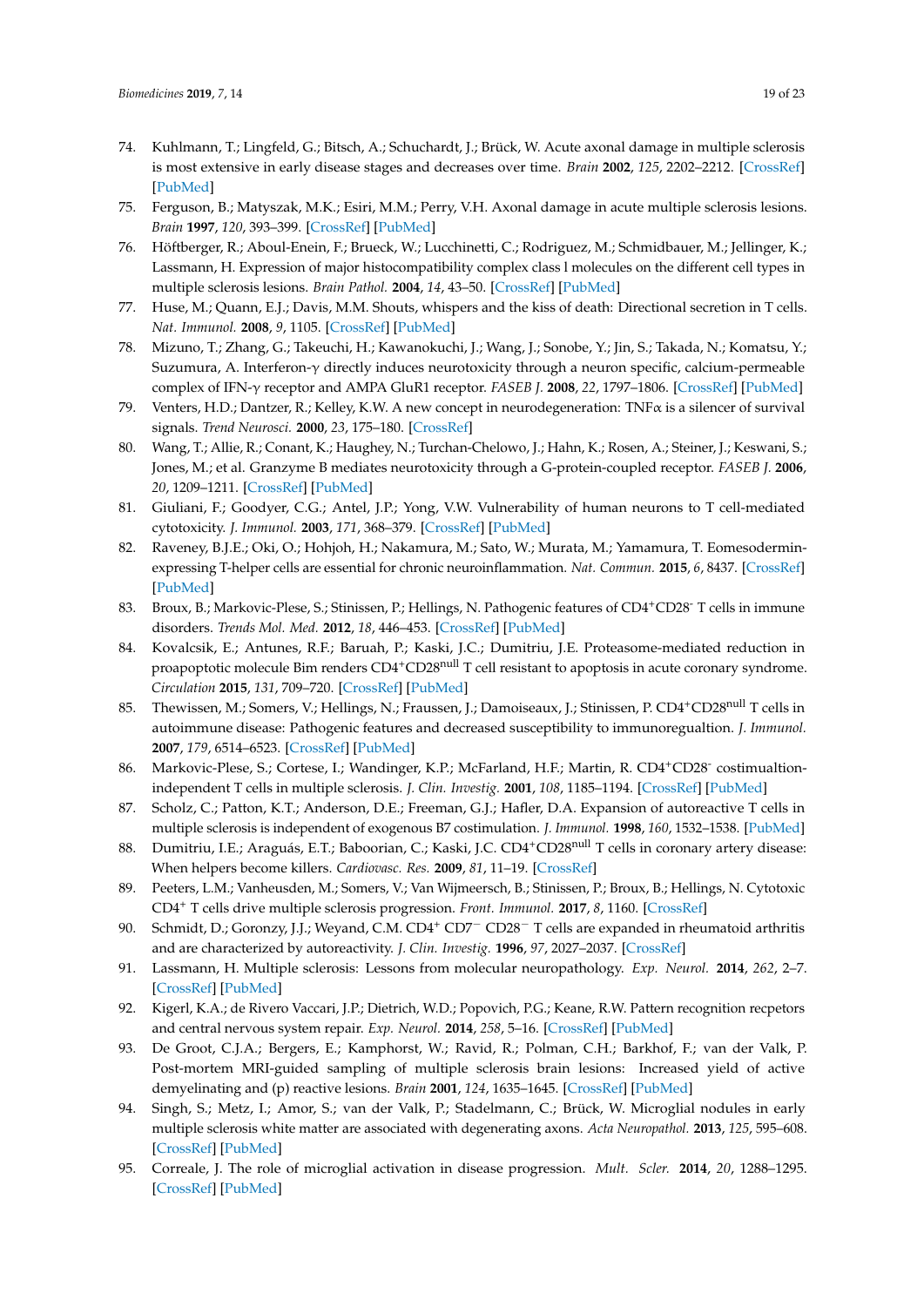74. Kuhlmann, T.; Lingfeld, G.; Bitsch, A.; Schuchardt, J.; Brück, W. Acute axonal damage in multiple sclerosis is most extensive in early disease stages and decreases over time. *Brain* **2002**, *125*, 2202–2212. [CrossRef] [PubMed]
75. Ferguson, B.; Matyszak, M.K.; Esiri, M.M.; Perry, V.H. Axonal damage in acute multiple sclerosis lesions. *Brain* **1997**, *120*, 393–399. [CrossRef] [PubMed]
76. Höftberger, R.; Aboul-Enein, F.; Brueck, W.; Lucchinetti, C.; Rodriguez, M.; Schmidbauer, M.; Jellinger, K.; Lassmann, H. Expression of major histocompatibility complex class l molecules on the different cell types in multiple sclerosis lesions. *Brain Pathol.* **2004**, *14*, 43–50. [CrossRef] [PubMed]
77. Huse, M.; Quann, E.J.; Davis, M.M. Shouts, whispers and the kiss of death: Directional secretion in T cells. *Nat. Immunol.* **2008**, *9*, 1105. [CrossRef] [PubMed]
78. Mizuno, T.; Zhang, G.; Takeuchi, H.; Kawanokuchi, J.; Wang, J.; Sonobe, Y.; Jin, S.; Takada, N.; Komatsu, Y.; Suzumura, A. Interferon-γ directly induces neurotoxicity through a neuron specific, calcium-permeable complex of IFN-γ receptor and AMPA GluR1 receptor. *FASEB J.* **2008**, *22*, 1797–1806. [CrossRef] [PubMed]
79. Venters, H.D.; Dantzer, R.; Kelley, K.W. A new concept in neurodegeneration: TNFα is a silencer of survival signals. *Trend Neurosci.* **2000**, *23*, 175–180. [CrossRef]
80. Wang, T.; Allie, R.; Conant, K.; Haughey, N.; Turchan-Chelowo, J.; Hahn, K.; Rosen, A.; Steiner, J.; Keswani, S.; Jones, M.; et al. Granzyme B mediates neurotoxicity through a G-protein-coupled receptor. *FASEB J.* **2006**, *20*, 1209–1211. [CrossRef] [PubMed]
81. Giuliani, F.; Goodyer, C.G.; Antel, J.P.; Yong, V.W. Vulnerability of human neurons to T cell-mediated cytotoxicity. *J. Immunol.* **2003**, *171*, 368–379. [CrossRef] [PubMed]
82. Raveney, B.J.E.; Oki, O.; Hohjoh, H.; Nakamura, M.; Sato, W.; Murata, M.; Yamamura, T. Eomesodermin-expressing T-helper cells are essential for chronic neuroinflammation. *Nat. Commun.* **2015**, *6*, 8437. [CrossRef] [PubMed]
83. Broux, B.; Markovic-Plese, S.; Stinissen, P.; Hellings, N. Pathogenic features of $CD4^{+}CD28^{-}$ T cells in immune disorders. *Trends Mol. Med.* **2012**, *18*, 446–453. [CrossRef] [PubMed]
84. Kovalcsik, E.; Antunes, R.F.; Baruah, P.; Kaski, J.C.; Dumitriu, J.E. Proteasome-mediated reduction in proapoptotic molecule Bim renders $CD4^{+}CD28^{null}$ T cell resistant to apoptosis in acute coronary syndrome. *Circulation* **2015**, *131*, 709–720. [CrossRef] [PubMed]
85. Thewissen, M.; Somers, V.; Hellings, N.; Fraussen, J.; Damoiseaux, J.; Stinissen, P. $CD4^{+}CD28^{null}$ T cells in autoimmune disease: Pathogenic features and decreased susceptibility to immunoregualtion. *J. Immunol.* **2007**, *179*, 6514–6523. [CrossRef] [PubMed]
86. Markovic-Plese, S.; Cortese, I.; Wandinger, K.P.; McFarland, H.F.; Martin, R. $CD4^{+}CD28^{-}$ costimualtion-independent T cells in multiple sclerosis. *J. Clin. Investig.* **2001**, *108*, 1185–1194. [CrossRef] [PubMed]
87. Scholz, C.; Patton, K.T.; Anderson, D.E.; Freeman, G.J.; Hafler, D.A. Expansion of autoreactive T cells in multiple sclerosis is independent of exogenous B7 costimulation. *J. Immunol.* **1998**, *160*, 1532–1538. [PubMed]
88. Dumitriu, I.E.; Araguás, E.T.; Baboorian, C.; Kaski, J.C. $CD4^{+}CD28^{null}$ T cells in coronary artery disease: When helpers become killers. *Cardiovasc. Res.* **2009**, *81*, 11–19. [CrossRef]
89. Peeters, L.M.; Vanheusden, M.; Somers, V.; Van Wijmeersch, B.; Stinissen, P.; Broux, B.; Hellings, N. Cytotoxic $CD4^{+}$ T cells drive multiple sclerosis progression. *Front. Immunol.* **2017**, *8*, 1160. [CrossRef]
90. Schmidt, D.; Goronzy, J.J.; Weyand, C.M. $CD4^{+}$ $CD7^{-}$ $CD28^{-}$ T cells are expanded in rheumatoid arthritis and are characterized by autoreactivity. *J. Clin. Investig.* **1996**, *97*, 2027–2037. [CrossRef]
91. Lassmann, H. Multiple sclerosis: Lessons from molecular neuropathology. *Exp. Neurol.* **2014**, *262*, 2–7. [CrossRef] [PubMed]
92. Kigerl, K.A.; de Rivero Vaccari, J.P.; Dietrich, W.D.; Popovich, P.G.; Keane, R.W. Pattern recognition recpetors and central nervous system repair. *Exp. Neurol.* **2014**, *258*, 5–16. [CrossRef] [PubMed]
93. De Groot, C.J.A.; Bergers, E.; Kamphorst, W.; Ravid, R.; Polman, C.H.; Barkhof, F.; van der Valk, P. Post-mortem MRI-guided sampling of multiple sclerosis brain lesions: Increased yield of active demyelinating and (p) reactive lesions. *Brain* **2001**, *124*, 1635–1645. [CrossRef] [PubMed]
94. Singh, S.; Metz, I.; Amor, S.; van der Valk, P.; Stadelmann, C.; Brück, W. Microglial nodules in early multiple sclerosis white matter are associated with degenerating axons. *Acta Neuropathol.* **2013**, *125*, 595–608. [CrossRef] [PubMed]
95. Correale, J. The role of microglial activation in disease progression. *Mult. Scler.* **2014**, *20*, 1288–1295. [CrossRef] [PubMed]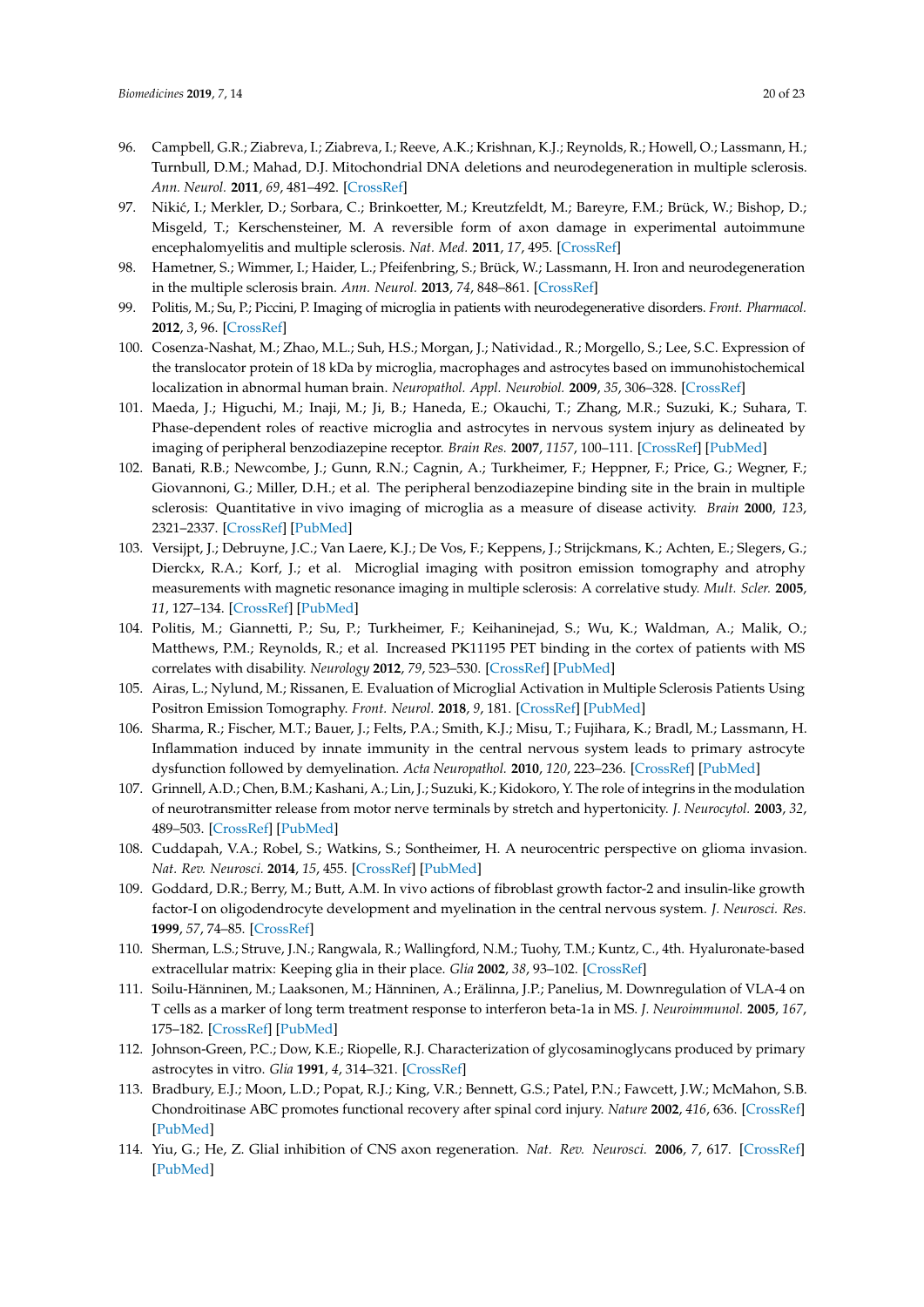96. Campbell, G.R.; Ziabreva, I.; Ziabreva, I.; Reeve, A.K.; Krishnan, K.J.; Reynolds, R.; Howell, O.; Lassmann, H.; Turnbull, D.M.; Mahad, D.J. Mitochondrial DNA deletions and neurodegeneration in multiple sclerosis. *Ann. Neurol.* **2011**, *69*, 481–492. [CrossRef]
97. Nikić, I.; Merkler, D.; Sorbara, C.; Brinkoetter, M.; Kreutzfeldt, M.; Bareyre, F.M.; Brück, W.; Bishop, D.; Misgeld, T.; Kerschensteiner, M. A reversible form of axon damage in experimental autoimmune encephalomyelitis and multiple sclerosis. *Nat. Med.* **2011**, *17*, 495. [CrossRef]
98. Hametner, S.; Wimmer, I.; Haider, L.; Pfeifenbring, S.; Brück, W.; Lassmann, H. Iron and neurodegeneration in the multiple sclerosis brain. *Ann. Neurol.* **2013**, *74*, 848–861. [CrossRef]
99. Politis, M.; Su, P.; Piccini, P. Imaging of microglia in patients with neurodegenerative disorders. *Front. Pharmacol.* **2012**, *3*, 96. [CrossRef]
100. Cosenza-Nashat, M.; Zhao, M.L.; Suh, H.S.; Morgan, J.; Natividad., R.; Morgello, S.; Lee, S.C. Expression of the translocator protein of 18 kDa by microglia, macrophages and astrocytes based on immunohistochemical localization in abnormal human brain. *Neuropathol. Appl. Neurobiol.* **2009**, *35*, 306–328. [CrossRef]
101. Maeda, J.; Higuchi, M.; Inaji, M.; Ji, B.; Haneda, E.; Okauchi, T.; Zhang, M.R.; Suzuki, K.; Suhara, T. Phase-dependent roles of reactive microglia and astrocytes in nervous system injury as delineated by imaging of peripheral benzodiazepine receptor. *Brain Res.* **2007**, *1157*, 100–111. [CrossRef] [PubMed]
102. Banati, R.B.; Newcombe, J.; Gunn, R.N.; Cagnin, A.; Turkheimer, F.; Heppner, F.; Price, G.; Wegner, F.; Giovannoni, G.; Miller, D.H.; et al. The peripheral benzodiazepine binding site in the brain in multiple sclerosis: Quantitative in vivo imaging of microglia as a measure of disease activity. *Brain* **2000**, *123*, 2321–2337. [CrossRef] [PubMed]
103. Versijpt, J.; Debruyne, J.C.; Van Laere, K.J.; De Vos, F.; Keppens, J.; Strijckmans, K.; Achten, E.; Slegers, G.; Dierckx, R.A.; Korf, J.; et al. Microglial imaging with positron emission tomography and atrophy measurements with magnetic resonance imaging in multiple sclerosis: A correlative study. *Mult. Scler.* **2005**, *11*, 127–134. [CrossRef] [PubMed]
104. Politis, M.; Giannetti, P.; Su, P.; Turkheimer, F.; Keihaninejad, S.; Wu, K.; Waldman, A.; Malik, O.; Matthews, P.M.; Reynolds, R.; et al. Increased PK11195 PET binding in the cortex of patients with MS correlates with disability. *Neurology* **2012**, *79*, 523–530. [CrossRef] [PubMed]
105. Airas, L.; Nylund, M.; Rissanen, E. Evaluation of Microglial Activation in Multiple Sclerosis Patients Using Positron Emission Tomography. *Front. Neurol.* **2018**, *9*, 181. [CrossRef] [PubMed]
106. Sharma, R.; Fischer, M.T.; Bauer, J.; Felts, P.A.; Smith, K.J.; Misu, T.; Fujihara, K.; Bradl, M.; Lassmann, H. Inflammation induced by innate immunity in the central nervous system leads to primary astrocyte dysfunction followed by demyelination. *Acta Neuropathol.* **2010**, *120*, 223–236. [CrossRef] [PubMed]
107. Grinnell, A.D.; Chen, B.M.; Kashani, A.; Lin, J.; Suzuki, K.; Kidokoro, Y. The role of integrins in the modulation of neurotransmitter release from motor nerve terminals by stretch and hypertonicity. *J. Neurocytol.* **2003**, *32*, 489–503. [CrossRef] [PubMed]
108. Cuddapah, V.A.; Robel, S.; Watkins, S.; Sontheimer, H. A neurocentric perspective on glioma invasion. *Nat. Rev. Neurosci.* **2014**, *15*, 455. [CrossRef] [PubMed]
109. Goddard, D.R.; Berry, M.; Butt, A.M. In vivo actions of fibroblast growth factor-2 and insulin-like growth factor-I on oligodendrocyte development and myelination in the central nervous system. *J. Neurosci. Res.* **1999**, *57*, 74–85. [CrossRef]
110. Sherman, L.S.; Struve, J.N.; Rangwala, R.; Wallingford, N.M.; Tuohy, T.M.; Kuntz, C., 4th. Hyaluronate-based extracellular matrix: Keeping glia in their place. *Glia* **2002**, *38*, 93–102. [CrossRef]
111. Soilu-Hänninen, M.; Laaksonen, M.; Hänninen, A.; Erälinna, J.P.; Panelius, M. Downregulation of VLA-4 on T cells as a marker of long term treatment response to interferon beta-1a in MS. *J. Neuroimmunol.* **2005**, *167*, 175–182. [CrossRef] [PubMed]
112. Johnson-Green, P.C.; Dow, K.E.; Riopelle, R.J. Characterization of glycosaminoglycans produced by primary astrocytes in vitro. *Glia* **1991**, *4*, 314–321. [CrossRef]
113. Bradbury, E.J.; Moon, L.D.; Popat, R.J.; King, V.R.; Bennett, G.S.; Patel, P.N.; Fawcett, J.W.; McMahon, S.B. Chondroitinase ABC promotes functional recovery after spinal cord injury. *Nature* **2002**, *416*, 636. [CrossRef] [PubMed]
114. Yiu, G.; He, Z. Glial inhibition of CNS axon regeneration. *Nat. Rev. Neurosci.* **2006**, *7*, 617. [CrossRef] [PubMed]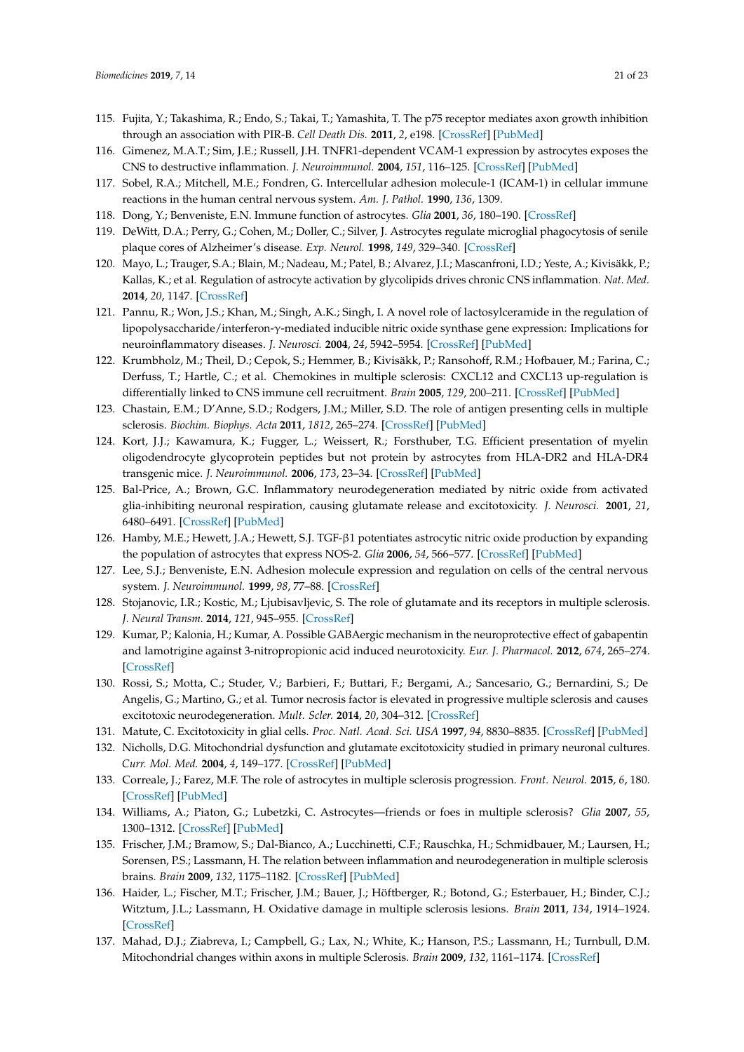115. Fujita, Y.; Takashima, R.; Endo, S.; Takai, T.; Yamashita, T. The p75 receptor mediates axon growth inhibition through an association with PIR-B. *Cell Death Dis.* **2011**, *2*, e198. [CrossRef] [PubMed]
116. Gimenez, M.A.T.; Sim, J.E.; Russell, J.H. TNFR1-dependent VCAM-1 expression by astrocytes exposes the CNS to destructive inflammation. *J. Neuroimmunol.* **2004**, *151*, 116–125. [CrossRef] [PubMed]
117. Sobel, R.A.; Mitchell, M.E.; Fondren, G. Intercellular adhesion molecule-1 (ICAM-1) in cellular immune reactions in the human central nervous system. *Am. J. Pathol.* **1990**, *136*, 1309.
118. Dong, Y.; Benveniste, E.N. Immune function of astrocytes. *Glia* **2001**, *36*, 180–190. [CrossRef]
119. DeWitt, D.A.; Perry, G.; Cohen, M.; Doller, C.; Silver, J. Astrocytes regulate microglial phagocytosis of senile plaque cores of Alzheimer's disease. *Exp. Neurol.* **1998**, *149*, 329–340. [CrossRef]
120. Mayo, L.; Trauger, S.A.; Blain, M.; Nadeau, M.; Patel, B.; Alvarez, J.I.; Mascanfroni, I.D.; Yeste, A.; Kivisäkk, P.; Kallas, K.; et al. Regulation of astrocyte activation by glycolipids drives chronic CNS inflammation. *Nat. Med.* **2014**, *20*, 1147. [CrossRef]
121. Pannu, R.; Won, J.S.; Khan, M.; Singh, A.K.; Singh, I. A novel role of lactosylceramide in the regulation of lipopolysaccharide/interferon-γ-mediated inducible nitric oxide synthase gene expression: Implications for neuroinflammatory diseases. *J. Neurosci.* **2004**, *24*, 5942–5954. [CrossRef] [PubMed]
122. Krumbholz, M.; Theil, D.; Cepok, S.; Hemmer, B.; Kivisäkk, P.; Ransohoff, R.M.; Hofbauer, M.; Farina, C.; Derfuss, T.; Hartle, C.; et al. Chemokines in multiple sclerosis: CXCL12 and CXCL13 up-regulation is differentially linked to CNS immune cell recruitment. *Brain* **2005**, *129*, 200–211. [CrossRef] [PubMed]
123. Chastain, E.M.; D'Anne, S.D.; Rodgers, J.M.; Miller, S.D. The role of antigen presenting cells in multiple sclerosis. *Biochim. Biophys. Acta* **2011**, *1812*, 265–274. [CrossRef] [PubMed]
124. Kort, J.J.; Kawamura, K.; Fugger, L.; Weissert, R.; Forsthuber, T.G. Efficient presentation of myelin oligodendrocyte glycoprotein peptides but not protein by astrocytes from HLA-DR2 and HLA-DR4 transgenic mice. *J. Neuroimmunol.* **2006**, *173*, 23–34. [CrossRef] [PubMed]
125. Bal-Price, A.; Brown, G.C. Inflammatory neurodegeneration mediated by nitric oxide from activated glia-inhibiting neuronal respiration, causing glutamate release and excitotoxicity. *J. Neurosci.* **2001**, *21*, 6480–6491. [CrossRef] [PubMed]
126. Hamby, M.E.; Hewett, J.A.; Hewett, S.J. TGF-β1 potentiates astrocytic nitric oxide production by expanding the population of astrocytes that express NOS-2. *Glia* **2006**, *54*, 566–577. [CrossRef] [PubMed]
127. Lee, S.J.; Benveniste, E.N. Adhesion molecule expression and regulation on cells of the central nervous system. *J. Neuroimmunol.* **1999**, *98*, 77–88. [CrossRef]
128. Stojanovic, I.R.; Kostic, M.; Ljubisavljevic, S. The role of glutamate and its receptors in multiple sclerosis. *J. Neural Transm.* **2014**, *121*, 945–955. [CrossRef]
129. Kumar, P.; Kalonia, H.; Kumar, A. Possible GABAergic mechanism in the neuroprotective effect of gabapentin and lamotrigine against 3-nitropropionic acid induced neurotoxicity. *Eur. J. Pharmacol.* **2012**, *674*, 265–274. [CrossRef]
130. Rossi, S.; Motta, C.; Studer, V.; Barbieri, F.; Buttari, F.; Bergami, A.; Sancesario, G.; Bernardini, S.; De Angelis, G.; Martino, G.; et al. Tumor necrosis factor is elevated in progressive multiple sclerosis and causes excitotoxic neurodegeneration. *Mult. Scler.* **2014**, *20*, 304–312. [CrossRef]
131. Matute, C. Excitotoxicity in glial cells. *Proc. Natl. Acad. Sci. USA* **1997**, *94*, 8830–8835. [CrossRef] [PubMed]
132. Nicholls, D.G. Mitochondrial dysfunction and glutamate excitotoxicity studied in primary neuronal cultures. *Curr. Mol. Med.* **2004**, *4*, 149–177. [CrossRef] [PubMed]
133. Correale, J.; Farez, M.F. The role of astrocytes in multiple sclerosis progression. *Front. Neurol.* **2015**, *6*, 180. [CrossRef] [PubMed]
134. Williams, A.; Piaton, G.; Lubetzki, C. Astrocytes—friends or foes in multiple sclerosis? *Glia* **2007**, *55*, 1300–1312. [CrossRef] [PubMed]
135. Frischer, J.M.; Bramow, S.; Dal-Bianco, A.; Lucchinetti, C.F.; Rauschka, H.; Schmidbauer, M.; Laursen, H.; Sorensen, P.S.; Lassmann, H. The relation between inflammation and neurodegeneration in multiple sclerosis brains. *Brain* **2009**, *132*, 1175–1182. [CrossRef] [PubMed]
136. Haider, L.; Fischer, M.T.; Frischer, J.M.; Bauer, J.; Höftberger, R.; Botond, G.; Esterbauer, H.; Binder, C.J.; Witztum, J.L.; Lassmann, H. Oxidative damage in multiple sclerosis lesions. *Brain* **2011**, *134*, 1914–1924. [CrossRef]
137. Mahad, D.J.; Ziabreva, I.; Campbell, G.; Lax, N.; White, K.; Hanson, P.S.; Lassmann, H.; Turnbull, D.M. Mitochondrial changes within axons in multiple Sclerosis. *Brain* **2009**, *132*, 1161–1174. [CrossRef]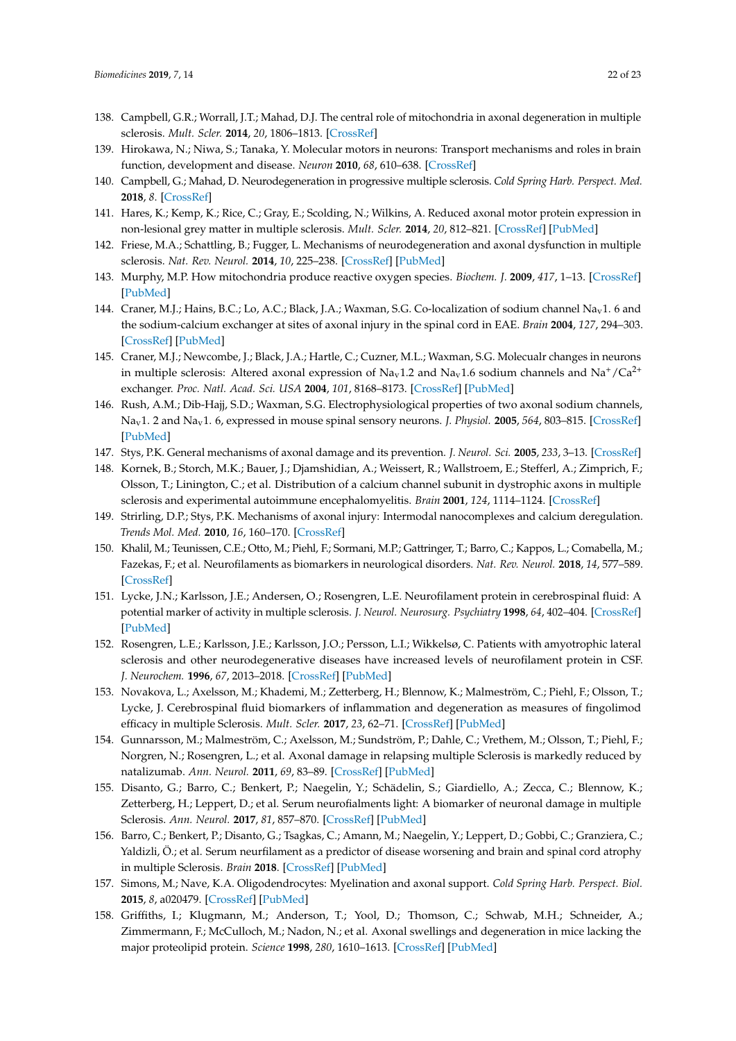138. Campbell, G.R.; Worrall, J.T.; Mahad, D.J. The central role of mitochondria in axonal degeneration in multiple sclerosis. *Mult. Scler.* **2014**, *20*, 1806–1813. [CrossRef]
139. Hirokawa, N.; Niwa, S.; Tanaka, Y. Molecular motors in neurons: Transport mechanisms and roles in brain function, development and disease. *Neuron* **2010**, *68*, 610–638. [CrossRef]
140. Campbell, G.; Mahad, D. Neurodegeneration in progressive multiple sclerosis. *Cold Spring Harb. Perspect. Med.* **2018**, *8*. [CrossRef]
141. Hares, K.; Kemp, K.; Rice, C.; Gray, E.; Scolding, N.; Wilkins, A. Reduced axonal motor protein expression in non-lesional grey matter in multiple sclerosis. *Mult. Scler.* **2014**, *20*, 812–821. [CrossRef] [PubMed]
142. Friese, M.A.; Schattling, B.; Fugger, L. Mechanisms of neurodegeneration and axonal dysfunction in multiple sclerosis. *Nat. Rev. Neurol.* **2014**, *10*, 225–238. [CrossRef] [PubMed]
143. Murphy, M.P. How mitochondria produce reactive oxygen species. *Biochem. J.* **2009**, *417*, 1–13. [CrossRef] [PubMed]
144. Craner, M.J.; Hains, B.C.; Lo, A.C.; Black, J.A.; Waxman, S.G. Co-localization of sodium channel $Na_v$1. 6 and the sodium-calcium exchanger at sites of axonal injury in the spinal cord in EAE. *Brain* **2004**, *127*, 294–303. [CrossRef] [PubMed]
145. Craner, M.J.; Newcombe, J.; Black, J.A.; Hartle, C.; Cuzner, M.L.; Waxman, S.G. Molecualr changes in neurons in multiple sclerosis: Altered axonal expression of $Na_v$1.2 and $Na_v$1.6 sodium channels and $Na^+/Ca^{2+}$ exchanger. *Proc. Natl. Acad. Sci. USA* **2004**, *101*, 8168–8173. [CrossRef] [PubMed]
146. Rush, A.M.; Dib-Hajj, S.D.; Waxman, S.G. Electrophysiological properties of two axonal sodium channels, $Na_v$1. 2 and $Na_v$1. 6, expressed in mouse spinal sensory neurons. *J. Physiol.* **2005**, *564*, 803–815. [CrossRef] [PubMed]
147. Stys, P.K. General mechanisms of axonal damage and its prevention. *J. Neurol. Sci.* **2005**, *233*, 3–13. [CrossRef]
148. Kornek, B.; Storch, M.K.; Bauer, J.; Djamshidian, A.; Weissert, R.; Wallstroem, E.; Stefferl, A.; Zimprich, F.; Olsson, T.; Linington, C.; et al. Distribution of a calcium channel subunit in dystrophic axons in multiple sclerosis and experimental autoimmune encephalomyelitis. *Brain* **2001**, *124*, 1114–1124. [CrossRef]
149. Strirling, D.P.; Stys, P.K. Mechanisms of axonal injury: Intermodal nanocomplexes and calcium deregulation. *Trends Mol. Med.* **2010**, *16*, 160–170. [CrossRef]
150. Khalil, M.; Teunissen, C.E.; Otto, M.; Piehl, F.; Sormani, M.P.; Gattringer, T.; Barro, C.; Kappos, L.; Comabella, M.; Fazekas, F.; et al. Neurofilaments as biomarkers in neurological disorders. *Nat. Rev. Neurol.* **2018**, *14*, 577–589. [CrossRef]
151. Lycke, J.N.; Karlsson, J.E.; Andersen, O.; Rosengren, L.E. Neurofilament protein in cerebrospinal fluid: A potential marker of activity in multiple sclerosis. *J. Neurol. Neurosurg. Psychiatry* **1998**, *64*, 402–404. [CrossRef] [PubMed]
152. Rosengren, L.E.; Karlsson, J.E.; Karlsson, J.O.; Persson, L.I.; Wikkelsø, C. Patients with amyotrophic lateral sclerosis and other neurodegenerative diseases have increased levels of neurofilament protein in CSF. *J. Neurochem.* **1996**, *67*, 2013–2018. [CrossRef] [PubMed]
153. Novakova, L.; Axelsson, M.; Khademi, M.; Zetterberg, H.; Blennow, K.; Malmeström, C.; Piehl, F.; Olsson, T.; Lycke, J. Cerebrospinal fluid biomarkers of inflammation and degeneration as measures of fingolimod efficacy in multiple Sclerosis. *Mult. Scler.* **2017**, *23*, 62–71. [CrossRef] [PubMed]
154. Gunnarsson, M.; Malmeström, C.; Axelsson, M.; Sundström, P.; Dahle, C.; Vrethem, M.; Olsson, T.; Piehl, F.; Norgren, N.; Rosengren, L.; et al. Axonal damage in relapsing multiple Sclerosis is markedly reduced by natalizumab. *Ann. Neurol.* **2011**, *69*, 83–89. [CrossRef] [PubMed]
155. Disanto, G.; Barro, C.; Benkert, P.; Naegelin, Y.; Schädelin, S.; Giardiello, A.; Zecca, C.; Blennow, K.; Zetterberg, H.; Leppert, D.; et al. Serum neurofialments light: A biomarker of neuronal damage in multiple Sclerosis. *Ann. Neurol.* **2017**, *81*, 857–870. [CrossRef] [PubMed]
156. Barro, C.; Benkert, P.; Disanto, G.; Tsagkas, C.; Amann, M.; Naegelin, Y.; Leppert, D.; Gobbi, C.; Granziera, C.; Yaldizli, Ö.; et al. Serum neurfilament as a predictor of disease worsening and brain and spinal cord atrophy in multiple Sclerosis. *Brain* **2018**. [CrossRef] [PubMed]
157. Simons, M.; Nave, K.A. Oligodendrocytes: Myelination and axonal support. *Cold Spring Harb. Perspect. Biol.* **2015**, *8*, a020479. [CrossRef] [PubMed]
158. Griffiths, I.; Klugmann, M.; Anderson, T.; Yool, D.; Thomson, C.; Schwab, M.H.; Schneider, A.; Zimmermann, F.; McCulloch, M.; Nadon, N.; et al. Axonal swellings and degeneration in mice lacking the major proteolipid protein. *Science* **1998**, *280*, 1610–1613. [CrossRef] [PubMed]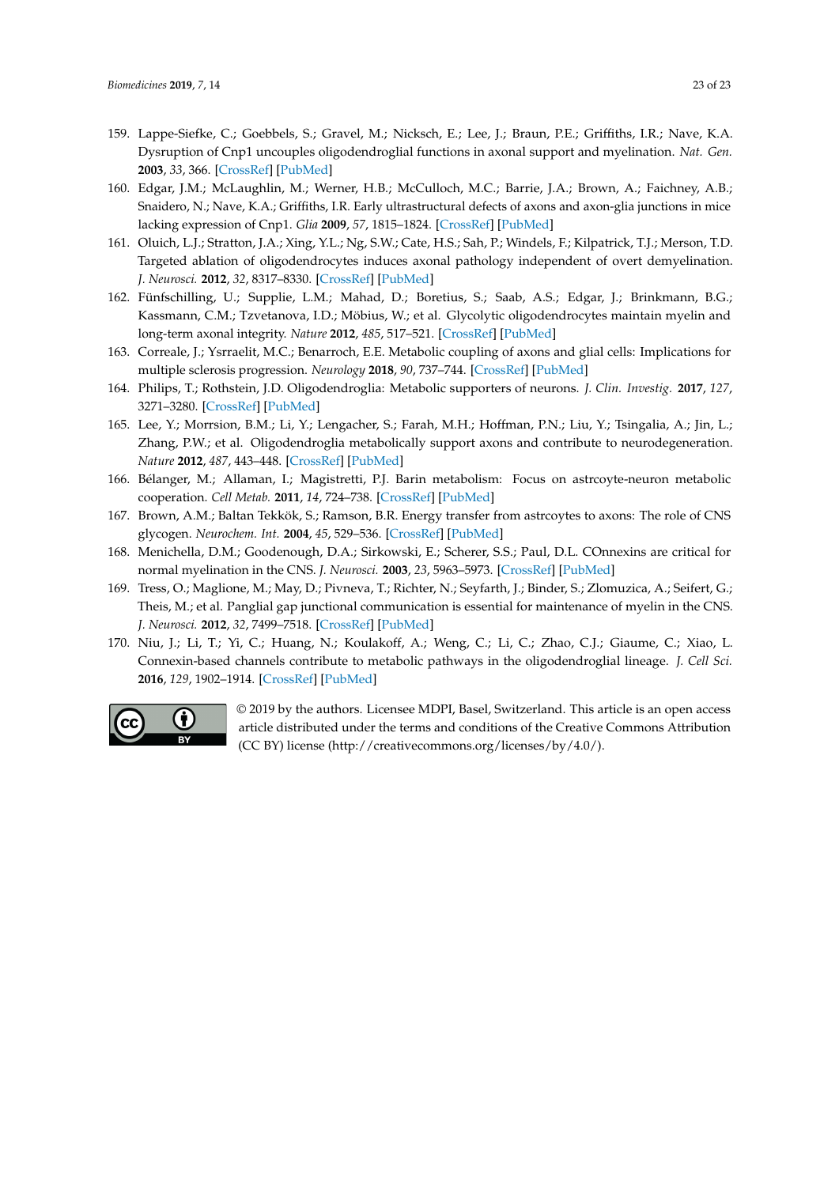159. Lappe-Siefke, C.; Goebbels, S.; Gravel, M.; Nicksch, E.; Lee, J.; Braun, P.E.; Griffiths, I.R.; Nave, K.A. Dysruption of Cnp1 uncouples oligodendroglial functions in axonal support and myelination. *Nat. Gen.* **2003**, *33*, 366. [CrossRef] [PubMed]
160. Edgar, J.M.; McLaughlin, M.; Werner, H.B.; McCulloch, M.C.; Barrie, J.A.; Brown, A.; Faichney, A.B.; Snaidero, N.; Nave, K.A.; Griffiths, I.R. Early ultrastructural defects of axons and axon-glia junctions in mice lacking expression of Cnp1. *Glia* **2009**, *57*, 1815–1824. [CrossRef] [PubMed]
161. Oluich, L.J.; Stratton, J.A.; Xing, Y.L.; Ng, S.W.; Cate, H.S.; Sah, P.; Windels, F.; Kilpatrick, T.J.; Merson, T.D. Targeted ablation of oligodendrocytes induces axonal pathology independent of overt demyelination. *J. Neurosci.* **2012**, *32*, 8317–8330. [CrossRef] [PubMed]
162. Fünfschilling, U.; Supplie, L.M.; Mahad, D.; Boretius, S.; Saab, A.S.; Edgar, J.; Brinkmann, B.G.; Kassmann, C.M.; Tzvetanova, I.D.; Möbius, W.; et al. Glycolytic oligodendrocytes maintain myelin and long-term axonal integrity. *Nature* **2012**, *485*, 517–521. [CrossRef] [PubMed]
163. Correale, J.; Ysrraelit, M.C.; Benarroch, E.E. Metabolic coupling of axons and glial cells: Implications for multiple sclerosis progression. *Neurology* **2018**, *90*, 737–744. [CrossRef] [PubMed]
164. Philips, T.; Rothstein, J.D. Oligodendroglia: Metabolic supporters of neurons. *J. Clin. Investig.* **2017**, *127*, 3271–3280. [CrossRef] [PubMed]
165. Lee, Y.; Morrsion, B.M.; Li, Y.; Lengacher, S.; Farah, M.H.; Hoffman, P.N.; Liu, Y.; Tsingalia, A.; Jin, L.; Zhang, P.W.; et al. Oligodendroglia metabolically support axons and contribute to neurodegeneration. *Nature* **2012**, *487*, 443–448. [CrossRef] [PubMed]
166. Bélanger, M.; Allaman, I.; Magistretti, P.J. Barin metabolism: Focus on astrcoyte-neuron metabolic cooperation. *Cell Metab.* **2011**, *14*, 724–738. [CrossRef] [PubMed]
167. Brown, A.M.; Baltan Tekkök, S.; Ramson, B.R. Energy transfer from astrcoytes to axons: The role of CNS glycogen. *Neurochem. Int.* **2004**, *45*, 529–536. [CrossRef] [PubMed]
168. Menichella, D.M.; Goodenough, D.A.; Sirkowski, E.; Scherer, S.S.; Paul, D.L. COnnexins are critical for normal myelination in the CNS. *J. Neurosci.* **2003**, *23*, 5963–5973. [CrossRef] [PubMed]
169. Tress, O.; Maglione, M.; May, D.; Pivneva, T.; Richter, N.; Seyfarth, J.; Binder, S.; Zlomuzica, A.; Seifert, G.; Theis, M.; et al. Panglial gap junctional communication is essential for maintenance of myelin in the CNS. *J. Neurosci.* **2012**, *32*, 7499–7518. [CrossRef] [PubMed]
170. Niu, J.; Li, T.; Yi, C.; Huang, N.; Koulakoff, A.; Weng, C.; Li, C.; Zhao, C.J.; Giaume, C.; Xiao, L. Connexin-based channels contribute to metabolic pathways in the oligodendroglial lineage. *J. Cell Sci.* **2016**, *129*, 1902–1914. [CrossRef] [PubMed]

© 2019 by the authors. Licensee MDPI, Basel, Switzerland. This article is an open access article distributed under the terms and conditions of the Creative Commons Attribution (CC BY) license (http://creativecommons.org/licenses/by/4.0/).